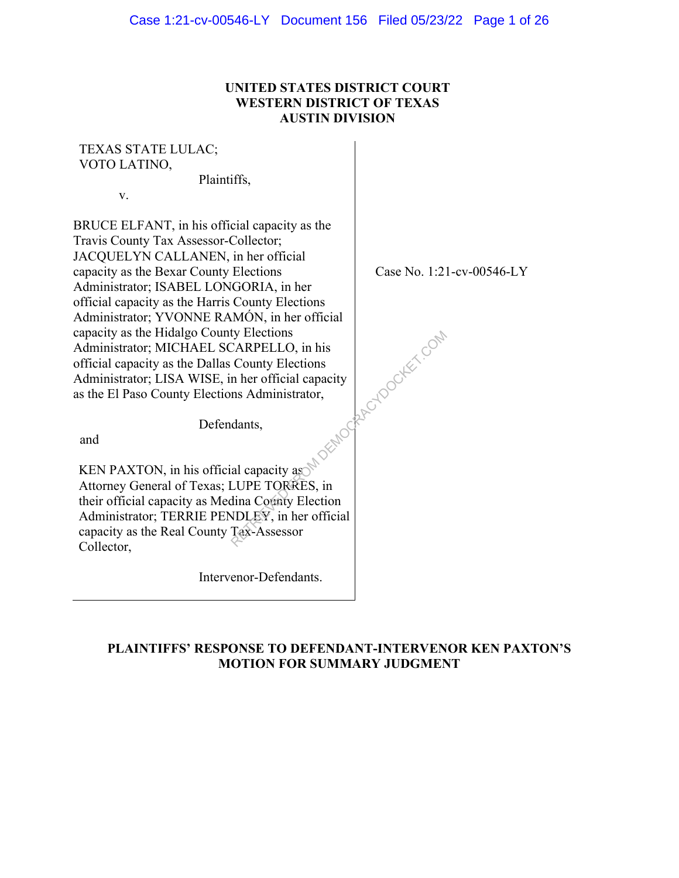**UNITED STATES DISTRICT COURT**
**WESTERN DISTRICT OF TEXAS**
**AUSTIN DIVISION**

| | |
|---|---|
| TEXAS STATE LULAC; VOTO LATINO, Plaintiffs, v. BRUCE ELFANT, in his official capacity as the Travis County Tax Assessor-Collector; JACQUELYN CALLANEN, in her official capacity as the Bexar County Elections Administrator; ISABEL LONGORIA, in her official capacity as the Harris County Elections Administrator; YVONNE RAMÓN, in her official capacity as the Hidalgo County Elections Administrator; MICHAEL SCARPELLO, in his official capacity as the Dallas County Elections Administrator; LISA WISE, in her official capacity as the El Paso County Elections Administrator, Defendants, and KEN PAXTON, in his official capacity as Attorney General of Texas; LUPE TORRES, in their official capacity as Medina County Election Administrator; TERRIE PENDLEY, in her official capacity as the Real County Tax-Assessor Collector, Intervenor-Defendants. | Case No. 1:21-cv-00546-LY |

**PLAINTIFFS' RESPONSE TO DEFENDANT-INTERVENOR KEN PAXTON'S MOTION FOR SUMMARY JUDGMENT**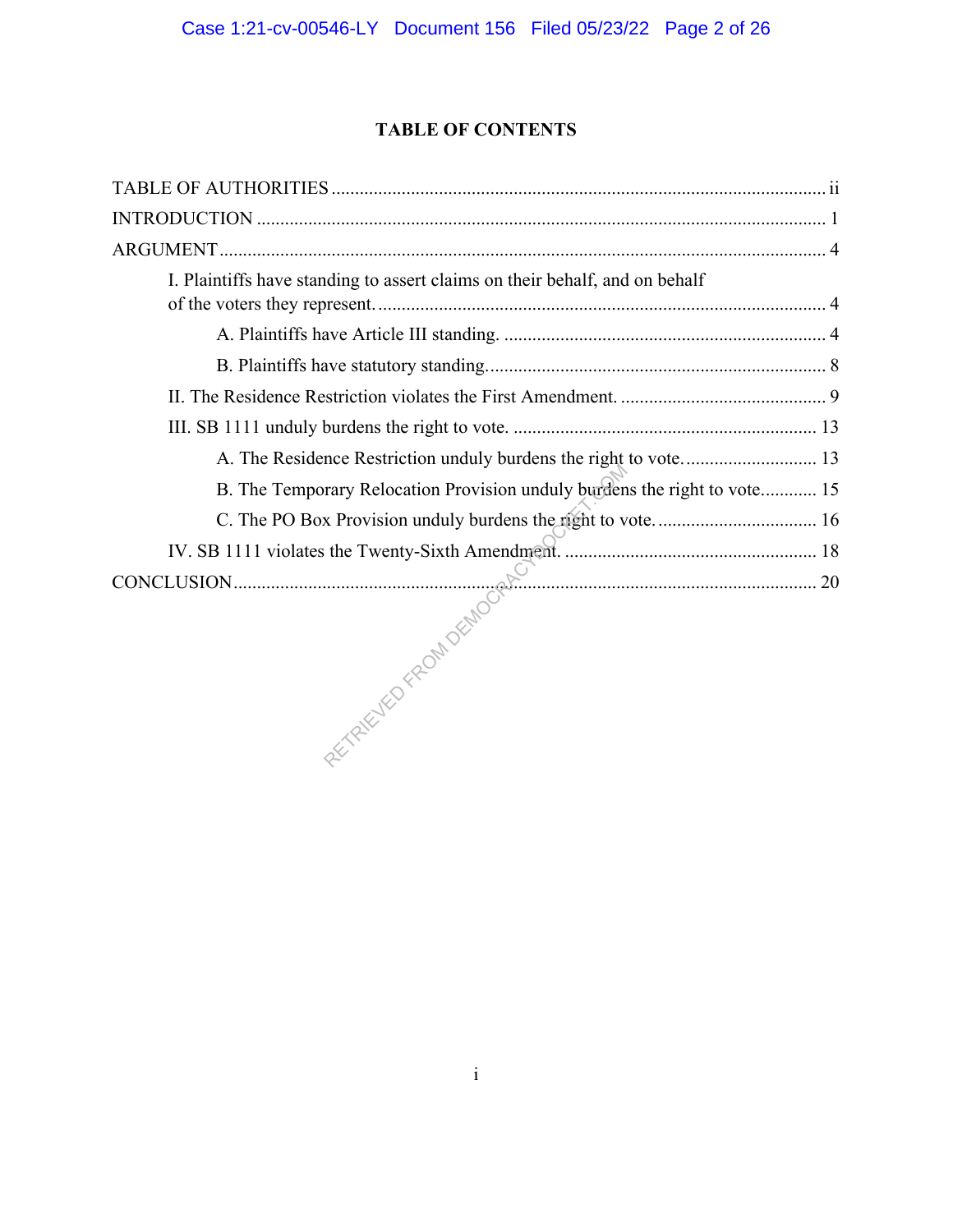## TABLE OF CONTENTS

TABLE OF AUTHORITIES ..... ii

INTRODUCTION ..... 1

ARGUMENT ..... 4

- I. Plaintiffs have standing to assert claims on their behalf, and on behalf of the voters they represent. ..... 4
  - A. Plaintiffs have Article III standing. ..... 4
  - B. Plaintiffs have statutory standing. ..... 8
- II. The Residence Restriction violates the First Amendment. ..... 9
- III. SB 1111 unduly burdens the right to vote. ..... 13
  - A. The Residence Restriction unduly burdens the right to vote. ..... 13
  - B. The Temporary Relocation Provision unduly burdens the right to vote. ..... 15
  - C. The PO Box Provision unduly burdens the right to vote. ..... 16
- IV. SB 1111 violates the Twenty-Sixth Amendment. ..... 18

CONCLUSION ..... 20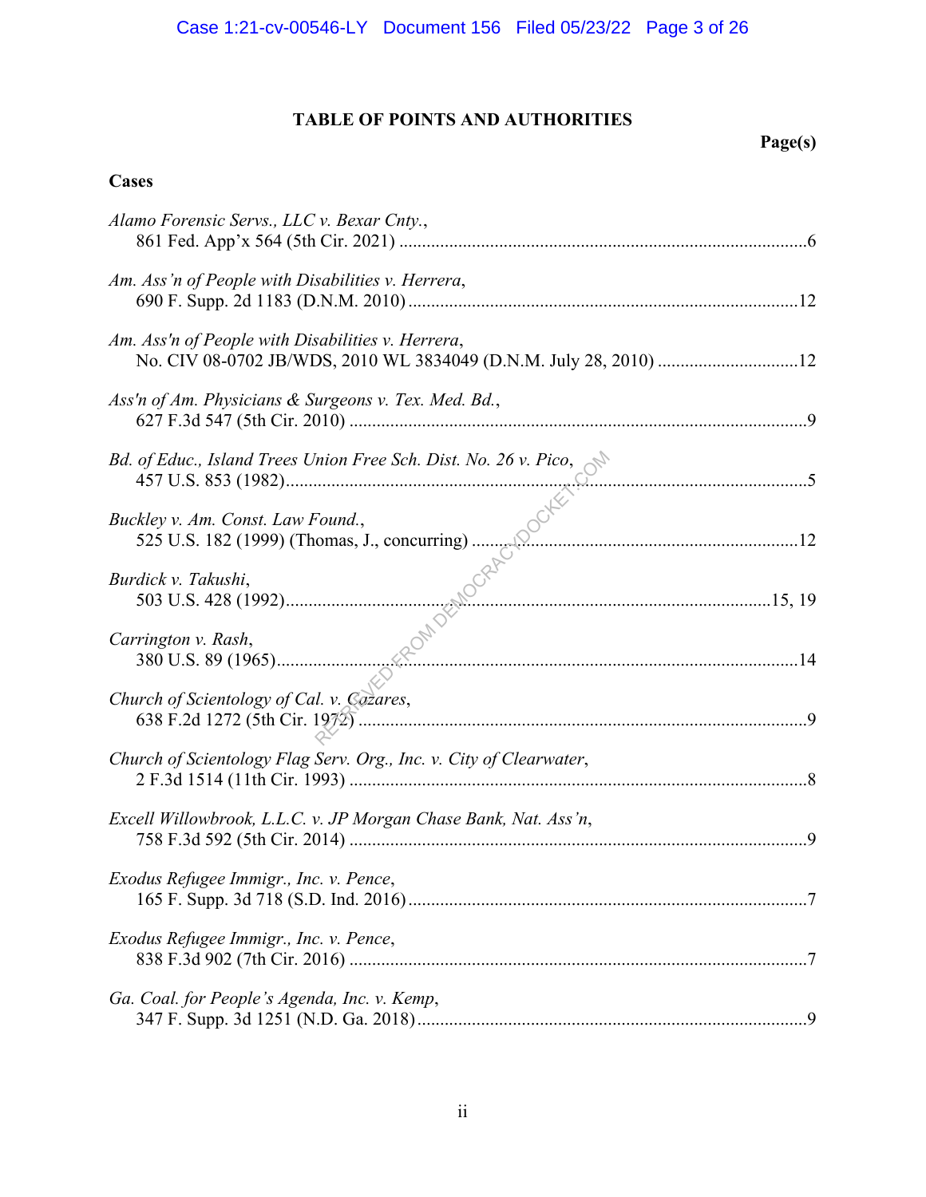## TABLE OF POINTS AND AUTHORITIES

**Page(s)**

### Cases

*Alamo Forensic Servs., LLC v. Bexar Cnty.*,
861 Fed. App'x 564 (5th Cir. 2021) ....................................................................................6

*Am. Ass'n of People with Disabilities v. Herrera*,
690 F. Supp. 2d 1183 (D.N.M. 2010) ....................................................................................12

*Am. Ass'n of People with Disabilities v. Herrera*,
No. CIV 08-0702 JB/WDS, 2010 WL 3834049 (D.N.M. July 28, 2010) ..............................12

*Ass'n of Am. Physicians & Surgeons v. Tex. Med. Bd.*,
627 F.3d 547 (5th Cir. 2010) ....................................................................................9

*Bd. of Educ., Island Trees Union Free Sch. Dist. No. 26 v. Pico*,
457 U.S. 853 (1982) ....................................................................................5

*Buckley v. Am. Const. Law Found.*,
525 U.S. 182 (1999) (Thomas, J., concurring) ....................................................................................12

*Burdick v. Takushi*,
503 U.S. 428 (1992) ....................................................................................15, 19

*Carrington v. Rash*,
380 U.S. 89 (1965) ....................................................................................14

*Church of Scientology of Cal. v. Cazares*,
638 F.2d 1272 (5th Cir. 1972) ....................................................................................9

*Church of Scientology Flag Serv. Org., Inc. v. City of Clearwater*,
2 F.3d 1514 (11th Cir. 1993) ....................................................................................8

*Excell Willowbrook, L.L.C. v. JP Morgan Chase Bank, Nat. Ass'n*,
758 F.3d 592 (5th Cir. 2014) ....................................................................................9

*Exodus Refugee Immigr., Inc. v. Pence*,
165 F. Supp. 3d 718 (S.D. Ind. 2016) ....................................................................................7

*Exodus Refugee Immigr., Inc. v. Pence*,
838 F.3d 902 (7th Cir. 2016) ....................................................................................7

*Ga. Coal. for People's Agenda, Inc. v. Kemp*,
347 F. Supp. 3d 1251 (N.D. Ga. 2018) ....................................................................................9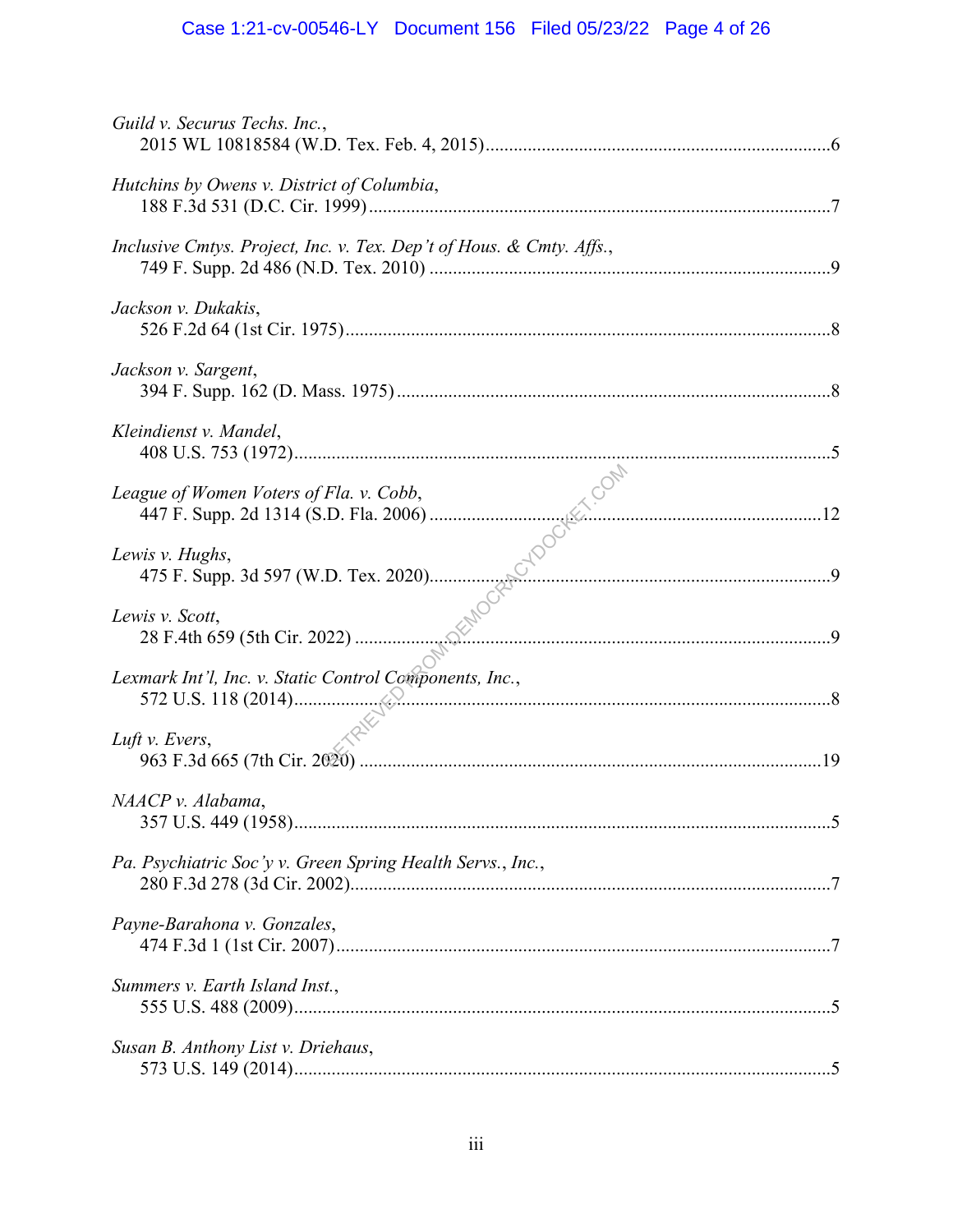*Guild v. Securus Techs. Inc.*,
2015 WL 10818584 (W.D. Tex. Feb. 4, 2015)..........................................................................6

*Hutchins by Owens v. District of Columbia*,
188 F.3d 531 (D.C. Cir. 1999)...................................................................................................7

*Inclusive Cmtys. Project, Inc. v. Tex. Dep't of Hous. & Cmty. Affs.*,
749 F. Supp. 2d 486 (N.D. Tex. 2010) .....................................................................................9

*Jackson v. Dukakis*,
526 F.2d 64 (1st Cir. 1975).......................................................................................................8

*Jackson v. Sargent*,
394 F. Supp. 162 (D. Mass. 1975) ............................................................................................8

*Kleindienst v. Mandel*,
408 U.S. 753 (1972)..................................................................................................................5

*League of Women Voters of Fla. v. Cobb*,
447 F. Supp. 2d 1314 (S.D. Fla. 2006) ...................................................................................12

*Lewis v. Hughs*,
475 F. Supp. 3d 597 (W.D. Tex. 2020).....................................................................................9

*Lewis v. Scott*,
28 F.4th 659 (5th Cir. 2022) .....................................................................................................9

*Lexmark Int'l, Inc. v. Static Control Components, Inc.*,
572 U.S. 118 (2014)..................................................................................................................8

*Luft v. Evers*,
963 F.3d 665 (7th Cir. 2020) ..................................................................................................19

*NAACP v. Alabama*,
357 U.S. 449 (1958)..................................................................................................................5

*Pa. Psychiatric Soc'y v. Green Spring Health Servs., Inc.*,
280 F.3d 278 (3d Cir. 2002)......................................................................................................7

*Payne-Barahona v. Gonzales*,
474 F.3d 1 (1st Cir. 2007).........................................................................................................7

*Summers v. Earth Island Inst.*,
555 U.S. 488 (2009)...................................................................................................................5

*Susan B. Anthony List v. Driehaus*,
573 U.S. 149 (2014)...................................................................................................................5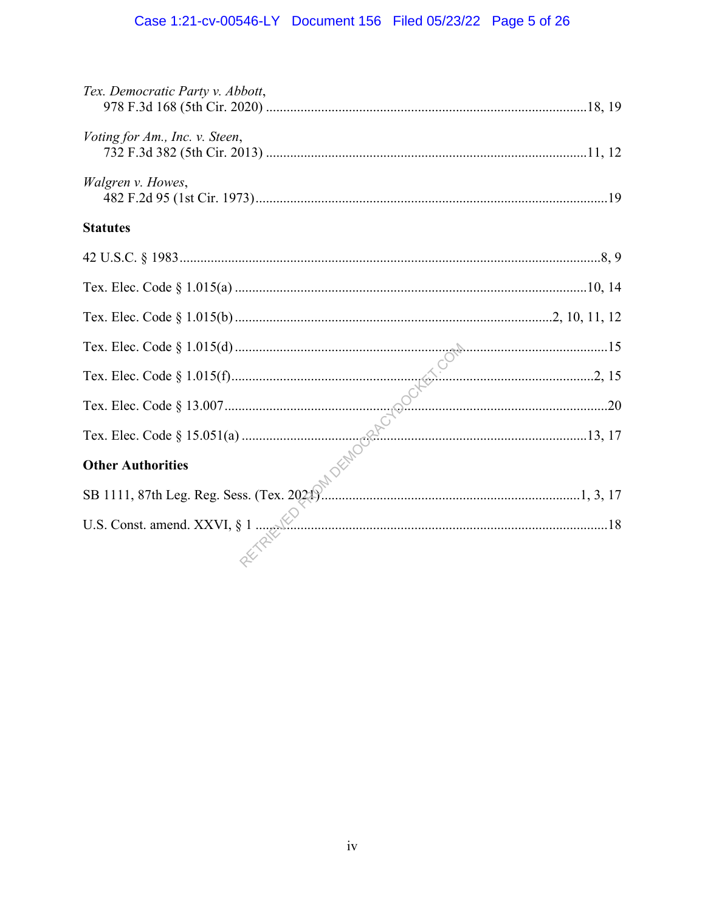*Tex. Democratic Party v. Abbott*,
978 F.3d 168 (5th Cir. 2020) ............................................................................................18, 19

*Voting for Am., Inc. v. Steen*,
732 F.3d 382 (5th Cir. 2013) ............................................................................................11, 12

*Walgren v. Howes*,
482 F.2d 95 (1st Cir. 1973).....................................................................................................19

**Statutes**

42 U.S.C. § 1983.........................................................................................................................8, 9

Tex. Elec. Code § 1.015(a) .....................................................................................................10, 14

Tex. Elec. Code § 1.015(b) ..........................................................................................2, 10, 11, 12

Tex. Elec. Code § 1.015(d) ...........................................................................................................15

Tex. Elec. Code § 1.015(f)........................................................................................................2, 15

Tex. Elec. Code § 13.007..............................................................................................................20

Tex. Elec. Code § 15.051(a) ....................................................................................................13, 17

**Other Authorities**

SB 1111, 87th Leg. Reg. Sess. (Tex. 2021)...........................................................................1, 3, 17

U.S. Const. amend. XXVI, § 1 .....................................................................................................18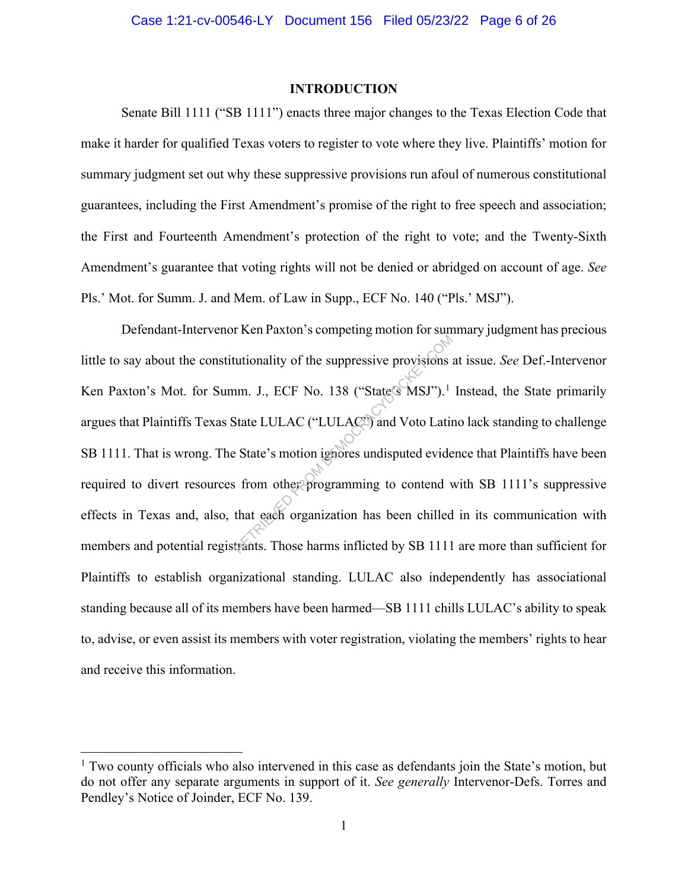# INTRODUCTION

Senate Bill 1111 ("SB 1111") enacts three major changes to the Texas Election Code that make it harder for qualified Texas voters to register to vote where they live. Plaintiffs' motion for summary judgment set out why these suppressive provisions run afoul of numerous constitutional guarantees, including the First Amendment's promise of the right to free speech and association; the First and Fourteenth Amendment's protection of the right to vote; and the Twenty-Sixth Amendment's guarantee that voting rights will not be denied or abridged on account of age. *See* Pls.' Mot. for Summ. J. and Mem. of Law in Supp., ECF No. 140 ("Pls.' MSJ").

Defendant-Intervenor Ken Paxton's competing motion for summary judgment has precious little to say about the constitutionality of the suppressive provisions at issue. *See* Def.-Intervenor Ken Paxton's Mot. for Summ. J., ECF No. 138 ("State's MSJ").[1] Instead, the State primarily argues that Plaintiffs Texas State LULAC ("LULAC") and Voto Latino lack standing to challenge SB 1111. That is wrong. The State's motion ignores undisputed evidence that Plaintiffs have been required to divert resources from other programming to contend with SB 1111's suppressive effects in Texas and, also, that each organization has been chilled in its communication with members and potential registrants. Those harms inflicted by SB 1111 are more than sufficient for Plaintiffs to establish organizational standing. LULAC also independently has associational standing because all of its members have been harmed—SB 1111 chills LULAC's ability to speak to, advise, or even assist its members with voter registration, violating the members' rights to hear and receive this information.

---

[1] Two county officials who also intervened in this case as defendants join the State's motion, but do not offer any separate arguments in support of it. *See generally* Intervenor-Defs. Torres and Pendley's Notice of Joinder, ECF No. 139.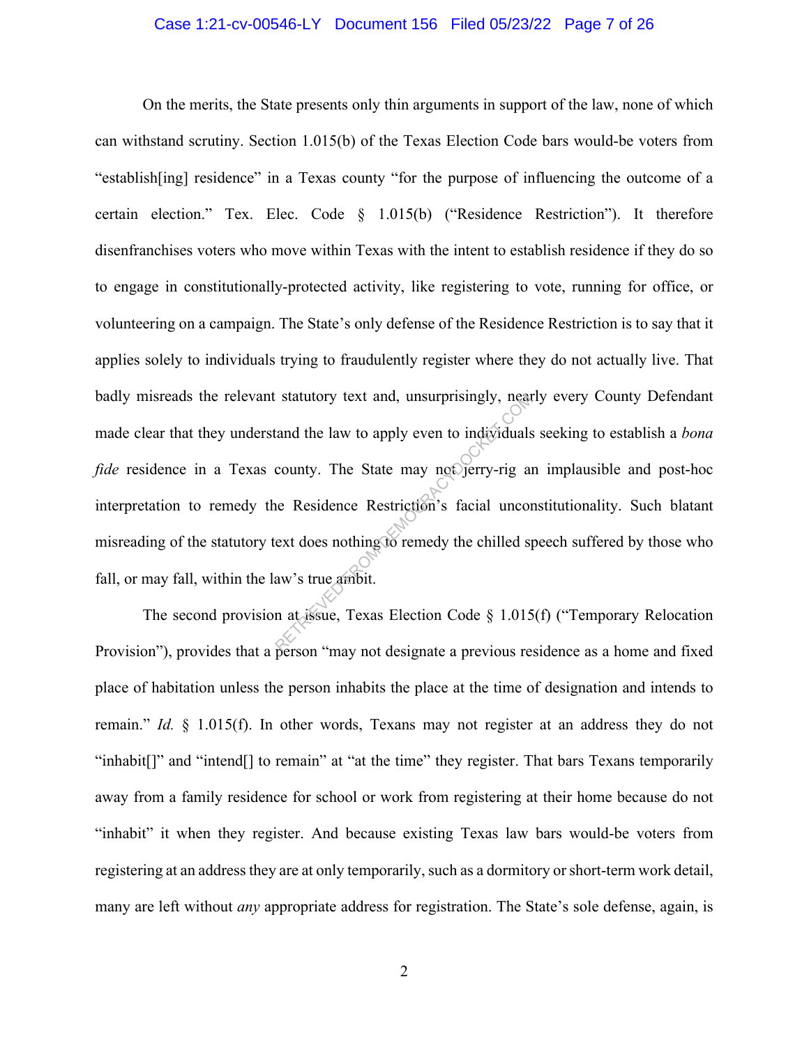On the merits, the State presents only thin arguments in support of the law, none of which can withstand scrutiny. Section 1.015(b) of the Texas Election Code bars would-be voters from "establish[ing] residence" in a Texas county "for the purpose of influencing the outcome of a certain election." Tex. Elec. Code § 1.015(b) ("Residence Restriction"). It therefore disenfranchises voters who move within Texas with the intent to establish residence if they do so to engage in constitutionally-protected activity, like registering to vote, running for office, or volunteering on a campaign. The State's only defense of the Residence Restriction is to say that it applies solely to individuals trying to fraudulently register where they do not actually live. That badly misreads the relevant statutory text and, unsurprisingly, nearly every County Defendant made clear that they understand the law to apply even to individuals seeking to establish a *bona fide* residence in a Texas county. The State may not jerry-rig an implausible and post-hoc interpretation to remedy the Residence Restriction's facial unconstitutionality. Such blatant misreading of the statutory text does nothing to remedy the chilled speech suffered by those who fall, or may fall, within the law's true ambit.

The second provision at issue, Texas Election Code § 1.015(f) ("Temporary Relocation Provision"), provides that a person "may not designate a previous residence as a home and fixed place of habitation unless the person inhabits the place at the time of designation and intends to remain." *Id.* § 1.015(f). In other words, Texans may not register at an address they do not "inhabit[]" and "intend[] to remain" at "at the time" they register. That bars Texans temporarily away from a family residence for school or work from registering at their home because do not "inhabit" it when they register. And because existing Texas law bars would-be voters from registering at an address they are at only temporarily, such as a dormitory or short-term work detail, many are left without *any* appropriate address for registration. The State's sole defense, again, is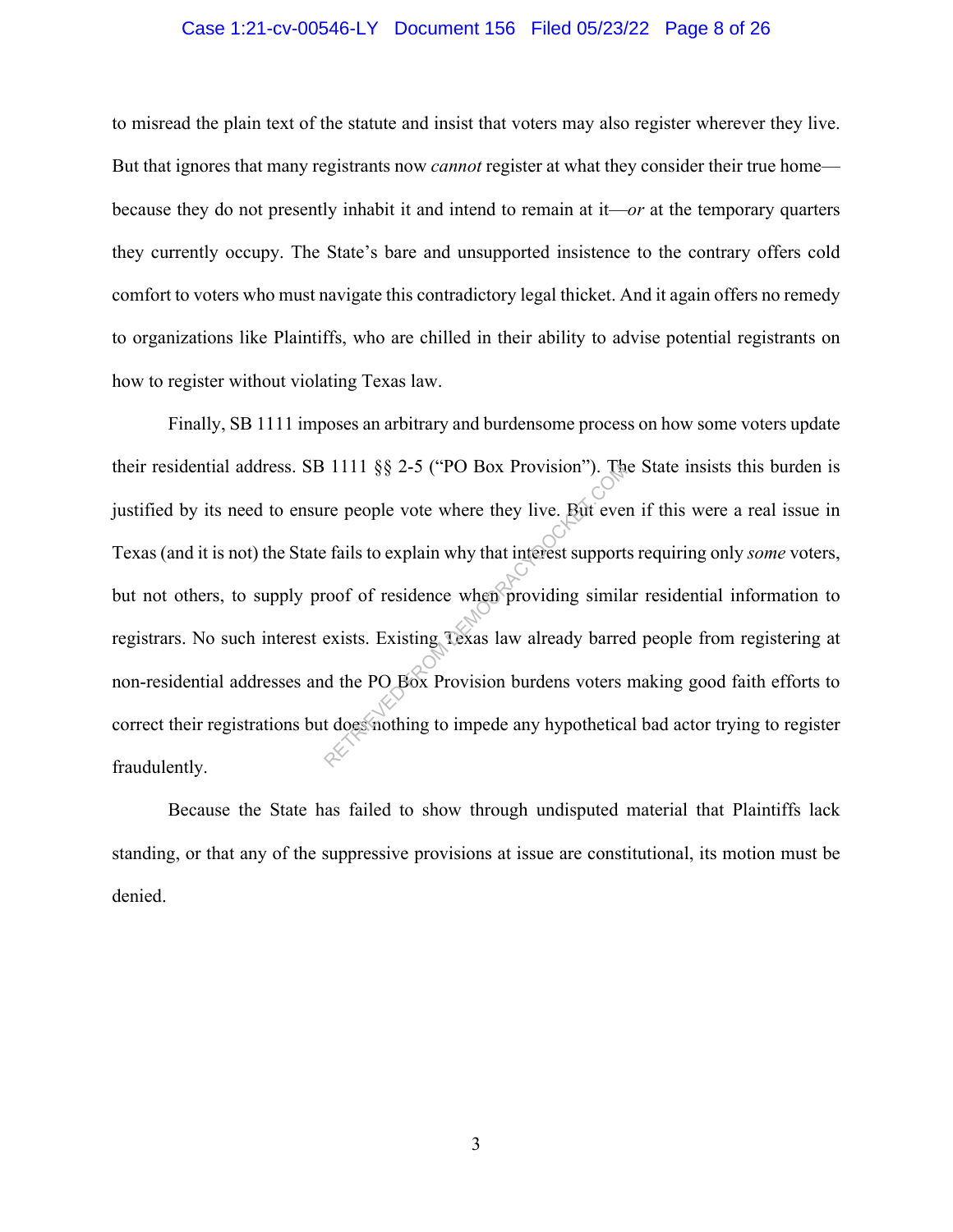to misread the plain text of the statute and insist that voters may also register wherever they live. But that ignores that many registrants now *cannot* register at what they consider their true home—because they do not presently inhabit it and intend to remain at it—*or* at the temporary quarters they currently occupy. The State's bare and unsupported insistence to the contrary offers cold comfort to voters who must navigate this contradictory legal thicket. And it again offers no remedy to organizations like Plaintiffs, who are chilled in their ability to advise potential registrants on how to register without violating Texas law.

Finally, SB 1111 imposes an arbitrary and burdensome process on how some voters update their residential address. SB 1111 §§ 2-5 ("PO Box Provision"). The State insists this burden is justified by its need to ensure people vote where they live. But even if this were a real issue in Texas (and it is not) the State fails to explain why that interest supports requiring only *some* voters, but not others, to supply proof of residence when providing similar residential information to registrars. No such interest exists. Existing Texas law already barred people from registering at non-residential addresses and the PO Box Provision burdens voters making good faith efforts to correct their registrations but does nothing to impede any hypothetical bad actor trying to register fraudulently.

Because the State has failed to show through undisputed material that Plaintiffs lack standing, or that any of the suppressive provisions at issue are constitutional, its motion must be denied.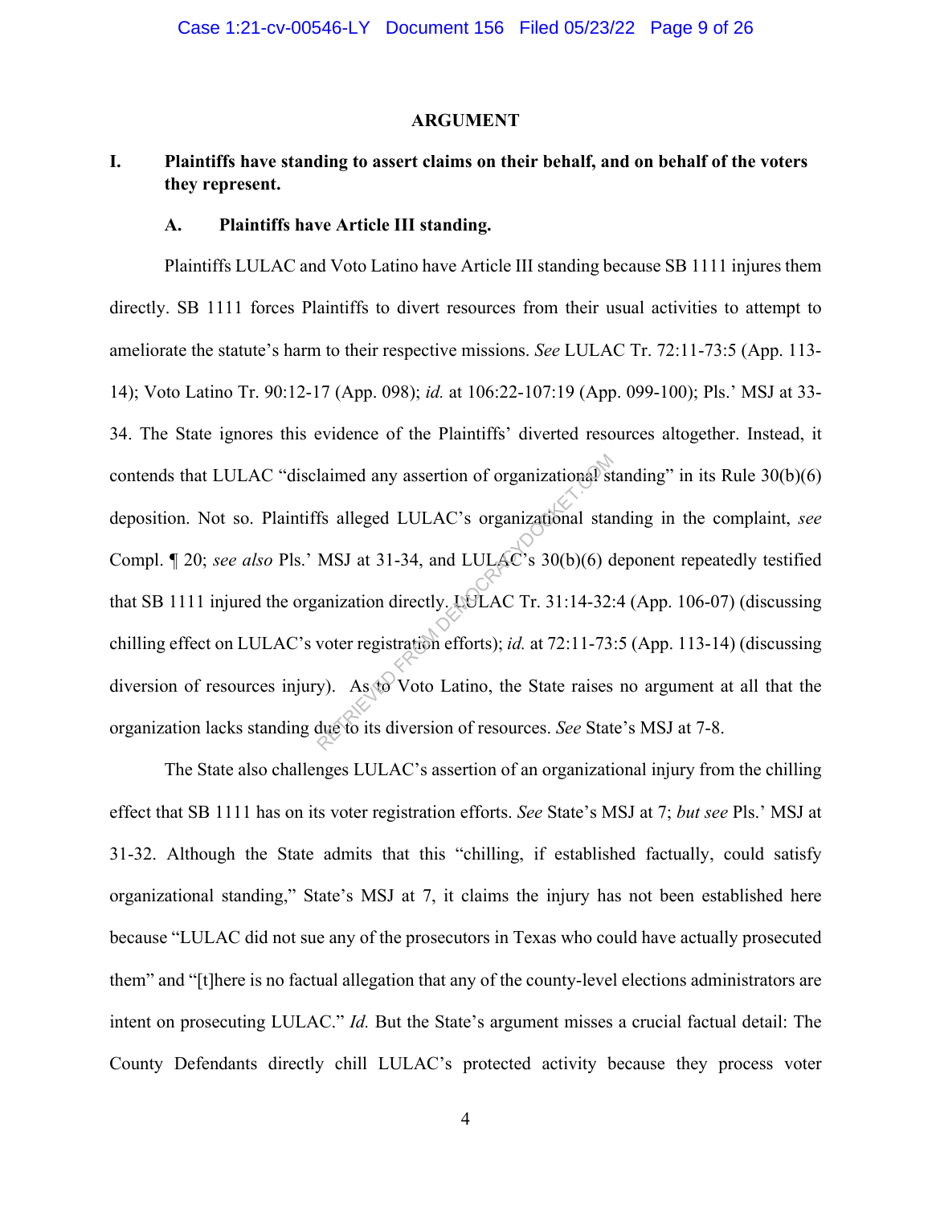## ARGUMENT

### I. Plaintiffs have standing to assert claims on their behalf, and on behalf of the voters they represent.

#### A. Plaintiffs have Article III standing.

Plaintiffs LULAC and Voto Latino have Article III standing because SB 1111 injures them directly. SB 1111 forces Plaintiffs to divert resources from their usual activities to attempt to ameliorate the statute's harm to their respective missions. *See* LULAC Tr. 72:11-73:5 (App. 113-14); Voto Latino Tr. 90:12-17 (App. 098); *id.* at 106:22-107:19 (App. 099-100); Pls.' MSJ at 33-34. The State ignores this evidence of the Plaintiffs' diverted resources altogether. Instead, it contends that LULAC "disclaimed any assertion of organizational standing" in its Rule 30(b)(6) deposition. Not so. Plaintiffs alleged LULAC's organizational standing in the complaint, *see* Compl. ¶ 20; *see also* Pls.' MSJ at 31-34, and LULAC's 30(b)(6) deponent repeatedly testified that SB 1111 injured the organization directly. LULAC Tr. 31:14-32:4 (App. 106-07) (discussing chilling effect on LULAC's voter registration efforts); *id.* at 72:11-73:5 (App. 113-14) (discussing diversion of resources injury). As to Voto Latino, the State raises no argument at all that the organization lacks standing due to its diversion of resources. *See* State's MSJ at 7-8.

The State also challenges LULAC's assertion of an organizational injury from the chilling effect that SB 1111 has on its voter registration efforts. *See* State's MSJ at 7; *but see* Pls.' MSJ at 31-32. Although the State admits that this "chilling, if established factually, could satisfy organizational standing," State's MSJ at 7, it claims the injury has not been established here because "LULAC did not sue any of the prosecutors in Texas who could have actually prosecuted them" and "[t]here is no factual allegation that any of the county-level elections administrators are intent on prosecuting LULAC." *Id.* But the State's argument misses a crucial factual detail: The County Defendants directly chill LULAC's protected activity because they process voter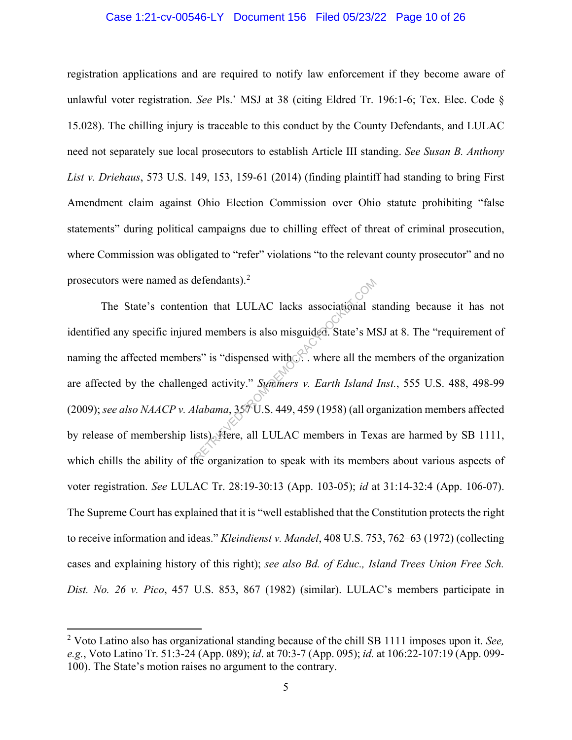registration applications and are required to notify law enforcement if they become aware of unlawful voter registration. *See* Pls.' MSJ at 38 (citing Eldred Tr. 196:1-6; Tex. Elec. Code § 15.028). The chilling injury is traceable to this conduct by the County Defendants, and LULAC need not separately sue local prosecutors to establish Article III standing. *See Susan B. Anthony List v. Driehaus*, 573 U.S. 149, 153, 159-61 (2014) (finding plaintiff had standing to bring First Amendment claim against Ohio Election Commission over Ohio statute prohibiting "false statements" during political campaigns due to chilling effect of threat of criminal prosecution, where Commission was obligated to "refer" violations "to the relevant county prosecutor" and no prosecutors were named as defendants).[2]

The State's contention that LULAC lacks associational standing because it has not identified any specific injured members is also misguided. State's MSJ at 8. The "requirement of naming the affected members" is "dispensed with . . . where all the members of the organization are affected by the challenged activity." *Summers v. Earth Island Inst.*, 555 U.S. 488, 498-99 (2009); *see also NAACP v. Alabama*, 357 U.S. 449, 459 (1958) (all organization members affected by release of membership lists). Here, all LULAC members in Texas are harmed by SB 1111, which chills the ability of the organization to speak with its members about various aspects of voter registration. *See* LULAC Tr. 28:19-30:13 (App. 103-05); *id* at 31:14-32:4 (App. 106-07). The Supreme Court has explained that it is "well established that the Constitution protects the right to receive information and ideas." *Kleindienst v. Mandel*, 408 U.S. 753, 762–63 (1972) (collecting cases and explaining history of this right); *see also Bd. of Educ., Island Trees Union Free Sch. Dist. No. 26 v. Pico*, 457 U.S. 853, 867 (1982) (similar). LULAC's members participate in

---

[2] Voto Latino also has organizational standing because of the chill SB 1111 imposes upon it. *See, e.g.*, Voto Latino Tr. 51:3-24 (App. 089); *id*. at 70:3-7 (App. 095); *id.* at 106:22-107:19 (App. 099-100). The State's motion raises no argument to the contrary.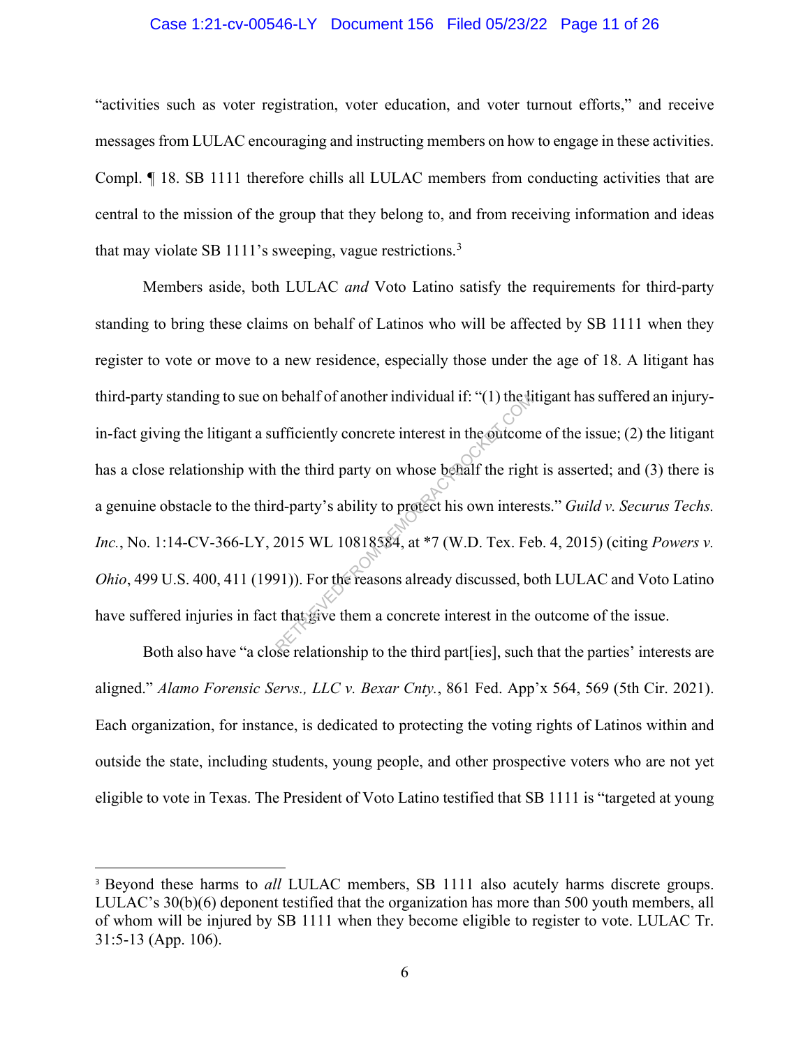"activities such as voter registration, voter education, and voter turnout efforts," and receive messages from LULAC encouraging and instructing members on how to engage in these activities. Compl. ¶ 18. SB 1111 therefore chills all LULAC members from conducting activities that are central to the mission of the group that they belong to, and from receiving information and ideas that may violate SB 1111's sweeping, vague restrictions.[3]

Members aside, both LULAC *and* Voto Latino satisfy the requirements for third-party standing to bring these claims on behalf of Latinos who will be affected by SB 1111 when they register to vote or move to a new residence, especially those under the age of 18. A litigant has third-party standing to sue on behalf of another individual if: "(1) the litigant has suffered an injury-in-fact giving the litigant a sufficiently concrete interest in the outcome of the issue; (2) the litigant has a close relationship with the third party on whose behalf the right is asserted; and (3) there is a genuine obstacle to the third-party's ability to protect his own interests." *Guild v. Securus Techs. Inc.*, No. 1:14-CV-366-LY, 2015 WL 10818584, at *7 (W.D. Tex. Feb. 4, 2015) (citing *Powers v. Ohio*, 499 U.S. 400, 411 (1991)). For the reasons already discussed, both LULAC and Voto Latino have suffered injuries in fact that give them a concrete interest in the outcome of the issue.

Both also have "a close relationship to the third part[ies], such that the parties' interests are aligned." *Alamo Forensic Servs., LLC v. Bexar Cnty.*, 861 Fed. App'x 564, 569 (5th Cir. 2021). Each organization, for instance, is dedicated to protecting the voting rights of Latinos within and outside the state, including students, young people, and other prospective voters who are not yet eligible to vote in Texas. The President of Voto Latino testified that SB 1111 is "targeted at young

---

[3] Beyond these harms to *all* LULAC members, SB 1111 also acutely harms discrete groups. LULAC's 30(b)(6) deponent testified that the organization has more than 500 youth members, all of whom will be injured by SB 1111 when they become eligible to register to vote. LULAC Tr. 31:5-13 (App. 106).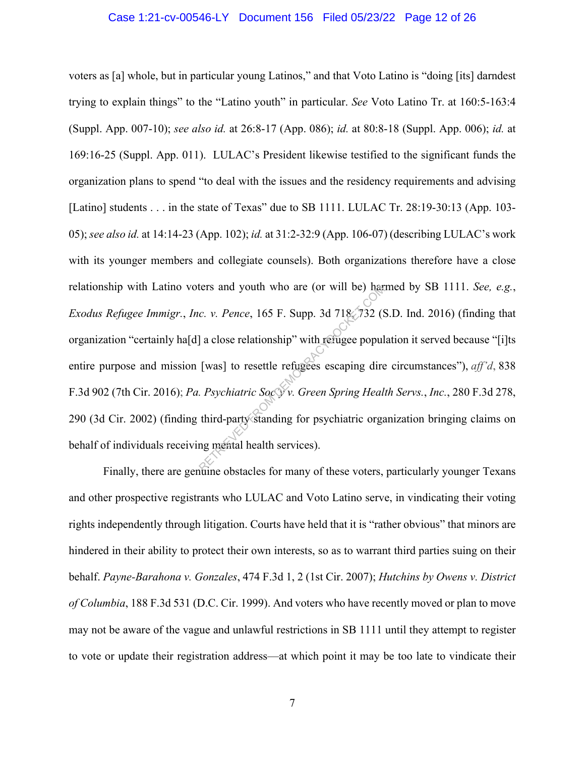voters as [a] whole, but in particular young Latinos," and that Voto Latino is "doing [its] darndest trying to explain things" to the "Latino youth" in particular. *See* Voto Latino Tr. at 160:5-163:4 (Suppl. App. 007-10); *see also id.* at 26:8-17 (App. 086); *id.* at 80:8-18 (Suppl. App. 006); *id.* at 169:16-25 (Suppl. App. 011). LULAC's President likewise testified to the significant funds the organization plans to spend "to deal with the issues and the residency requirements and advising [Latino] students . . . in the state of Texas" due to SB 1111. LULAC Tr. 28:19-30:13 (App. 103-05); *see also id.* at 14:14-23 (App. 102); *id.* at 31:2-32:9 (App. 106-07) (describing LULAC's work with its younger members and collegiate counsels). Both organizations therefore have a close relationship with Latino voters and youth who are (or will be) harmed by SB 1111. *See, e.g.*, *Exodus Refugee Immigr.*, *Inc. v. Pence*, 165 F. Supp. 3d 718, 732 (S.D. Ind. 2016) (finding that organization "certainly ha[d] a close relationship" with refugee population it served because "[i]ts entire purpose and mission [was] to resettle refugees escaping dire circumstances"), *aff'd*, 838 F.3d 902 (7th Cir. 2016); *Pa. Psychiatric Soc'y v. Green Spring Health Servs.*, *Inc.*, 280 F.3d 278, 290 (3d Cir. 2002) (finding third-party standing for psychiatric organization bringing claims on behalf of individuals receiving mental health services).

Finally, there are genuine obstacles for many of these voters, particularly younger Texans and other prospective registrants who LULAC and Voto Latino serve, in vindicating their voting rights independently through litigation. Courts have held that it is "rather obvious" that minors are hindered in their ability to protect their own interests, so as to warrant third parties suing on their behalf. *Payne-Barahona v. Gonzales*, 474 F.3d 1, 2 (1st Cir. 2007); *Hutchins by Owens v. District of Columbia*, 188 F.3d 531 (D.C. Cir. 1999). And voters who have recently moved or plan to move may not be aware of the vague and unlawful restrictions in SB 1111 until they attempt to register to vote or update their registration address—at which point it may be too late to vindicate their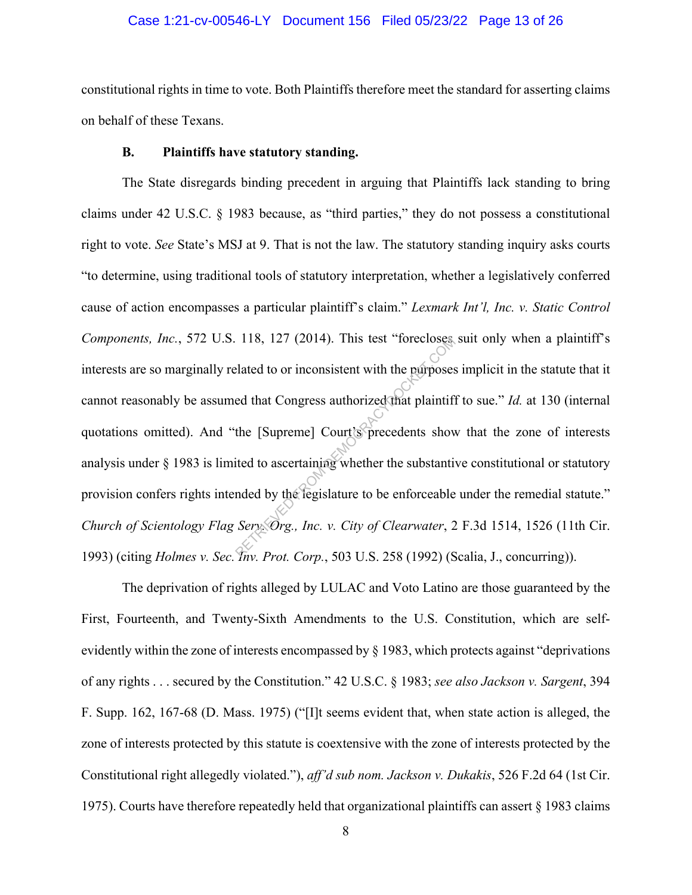constitutional rights in time to vote. Both Plaintiffs therefore meet the standard for asserting claims on behalf of these Texans.

### B. Plaintiffs have statutory standing.

The State disregards binding precedent in arguing that Plaintiffs lack standing to bring claims under 42 U.S.C. § 1983 because, as "third parties," they do not possess a constitutional right to vote. *See* State's MSJ at 9. That is not the law. The statutory standing inquiry asks courts "to determine, using traditional tools of statutory interpretation, whether a legislatively conferred cause of action encompasses a particular plaintiff's claim." *Lexmark Int'l, Inc. v. Static Control Components, Inc.*, 572 U.S. 118, 127 (2014). This test "forecloses suit only when a plaintiff's interests are so marginally related to or inconsistent with the purposes implicit in the statute that it cannot reasonably be assumed that Congress authorized that plaintiff to sue." *Id.* at 130 (internal quotations omitted). And "the [Supreme] Court's precedents show that the zone of interests analysis under § 1983 is limited to ascertaining whether the substantive constitutional or statutory provision confers rights intended by the legislature to be enforceable under the remedial statute." *Church of Scientology Flag Serv. Org., Inc. v. City of Clearwater*, 2 F.3d 1514, 1526 (11th Cir. 1993) (citing *Holmes v. Sec. Inv. Prot. Corp.*, 503 U.S. 258 (1992) (Scalia, J., concurring)).

The deprivation of rights alleged by LULAC and Voto Latino are those guaranteed by the First, Fourteenth, and Twenty-Sixth Amendments to the U.S. Constitution, which are self-evidently within the zone of interests encompassed by § 1983, which protects against "deprivations of any rights . . . secured by the Constitution." 42 U.S.C. § 1983; *see also Jackson v. Sargent*, 394 F. Supp. 162, 167-68 (D. Mass. 1975) ("[I]t seems evident that, when state action is alleged, the zone of interests protected by this statute is coextensive with the zone of interests protected by the Constitutional right allegedly violated."), *aff'd sub nom. Jackson v. Dukakis*, 526 F.2d 64 (1st Cir. 1975). Courts have therefore repeatedly held that organizational plaintiffs can assert § 1983 claims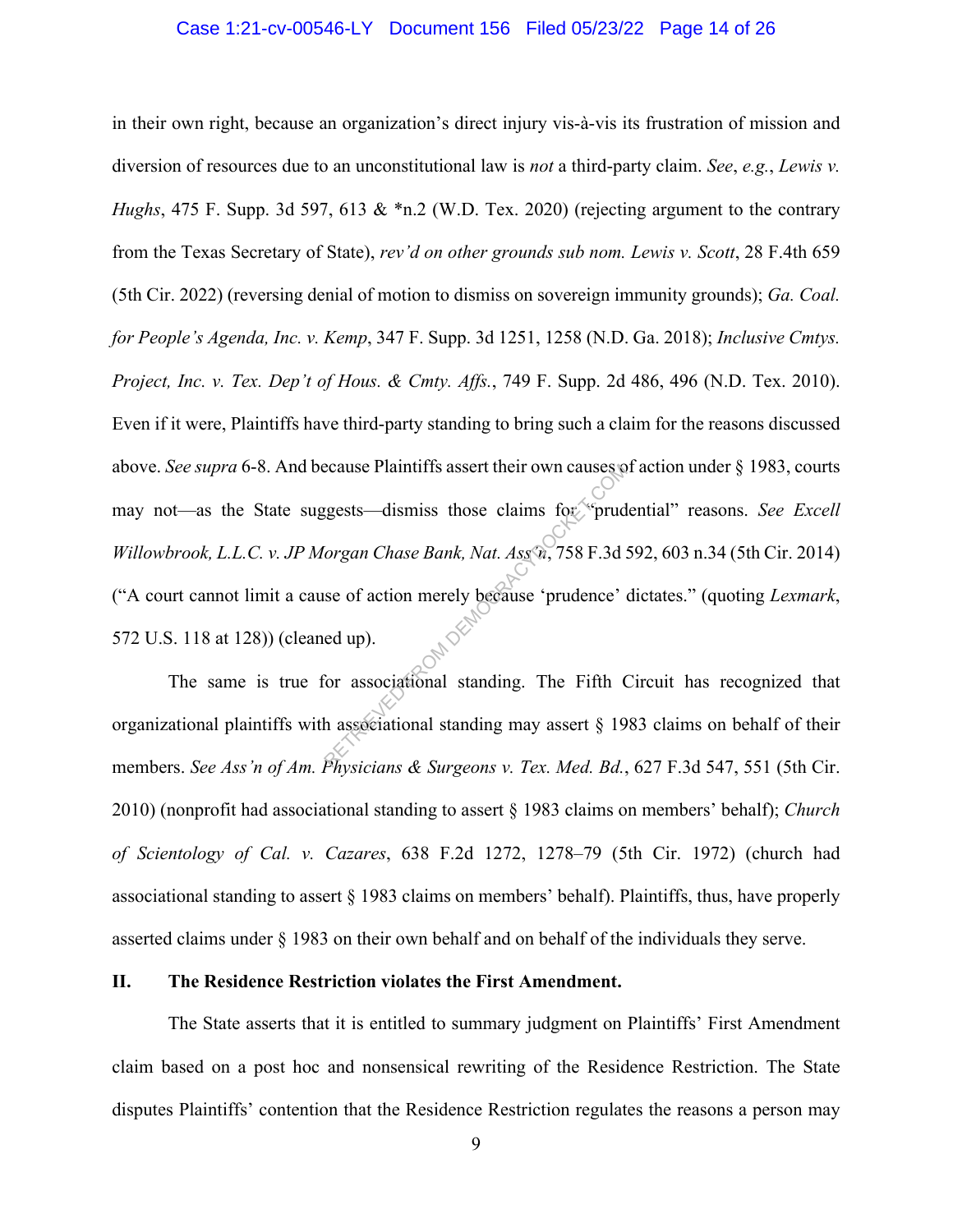in their own right, because an organization's direct injury vis-à-vis its frustration of mission and diversion of resources due to an unconstitutional law is *not* a third-party claim. *See*, *e.g.*, *Lewis v. Hughs*, 475 F. Supp. 3d 597, 613 & *n.2 (W.D. Tex. 2020) (rejecting argument to the contrary from the Texas Secretary of State), *rev'd on other grounds sub nom. Lewis v. Scott*, 28 F.4th 659 (5th Cir. 2022) (reversing denial of motion to dismiss on sovereign immunity grounds); *Ga. Coal. for People's Agenda, Inc. v. Kemp*, 347 F. Supp. 3d 1251, 1258 (N.D. Ga. 2018); *Inclusive Cmtys. Project, Inc. v. Tex. Dep't of Hous. & Cmty. Affs.*, 749 F. Supp. 2d 486, 496 (N.D. Tex. 2010). Even if it were, Plaintiffs have third-party standing to bring such a claim for the reasons discussed above. *See supra* 6-8. And because Plaintiffs assert their own causes of action under § 1983, courts may not—as the State suggests—dismiss those claims for "prudential" reasons. *See Excell Willowbrook, L.L.C. v. JP Morgan Chase Bank, Nat. Ass'n*, 758 F.3d 592, 603 n.34 (5th Cir. 2014) ("A court cannot limit a cause of action merely because 'prudence' dictates." (quoting *Lexmark*, 572 U.S. 118 at 128)) (cleaned up).

The same is true for associational standing. The Fifth Circuit has recognized that organizational plaintiffs with associational standing may assert § 1983 claims on behalf of their members. *See Ass'n of Am. Physicians & Surgeons v. Tex. Med. Bd.*, 627 F.3d 547, 551 (5th Cir. 2010) (nonprofit had associational standing to assert § 1983 claims on members' behalf); *Church of Scientology of Cal. v. Cazares*, 638 F.2d 1272, 1278–79 (5th Cir. 1972) (church had associational standing to assert § 1983 claims on members' behalf). Plaintiffs, thus, have properly asserted claims under § 1983 on their own behalf and on behalf of the individuals they serve.

## II. The Residence Restriction violates the First Amendment.

The State asserts that it is entitled to summary judgment on Plaintiffs' First Amendment claim based on a post hoc and nonsensical rewriting of the Residence Restriction. The State disputes Plaintiffs' contention that the Residence Restriction regulates the reasons a person may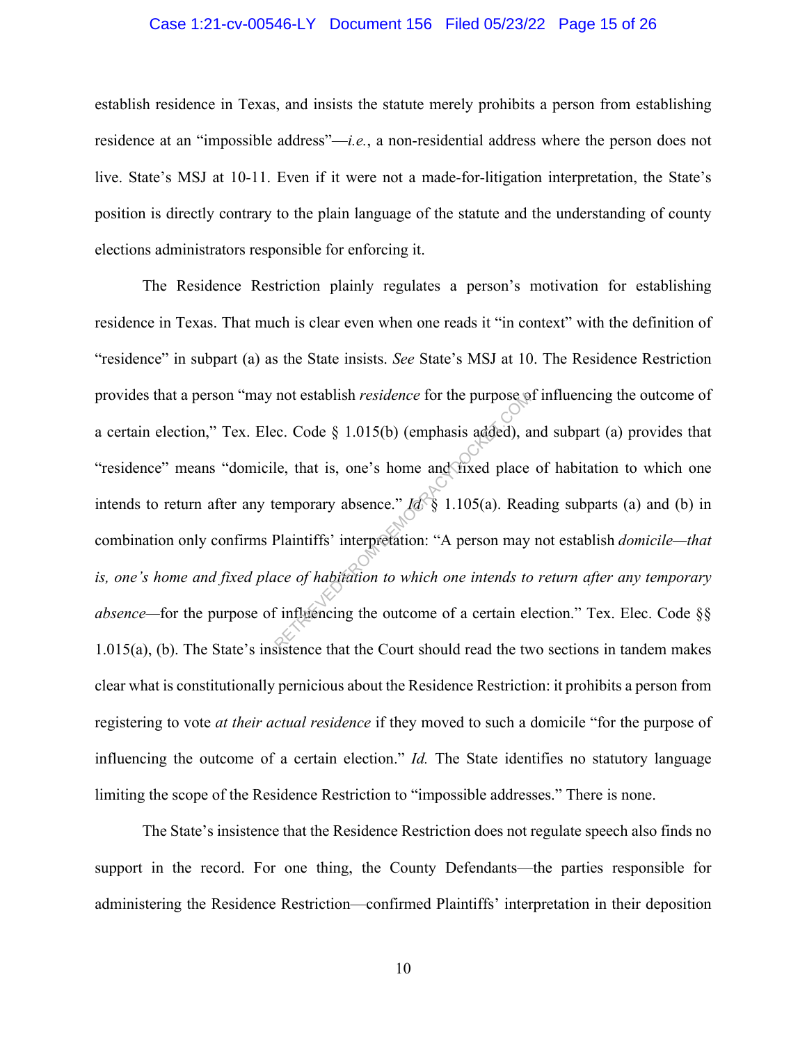establish residence in Texas, and insists the statute merely prohibits a person from establishing residence at an "impossible address"—*i.e.*, a non-residential address where the person does not live. State's MSJ at 10-11. Even if it were not a made-for-litigation interpretation, the State's position is directly contrary to the plain language of the statute and the understanding of county elections administrators responsible for enforcing it.

The Residence Restriction plainly regulates a person's motivation for establishing residence in Texas. That much is clear even when one reads it "in context" with the definition of "residence" in subpart (a) as the State insists. *See* State's MSJ at 10. The Residence Restriction provides that a person "may not establish *residence* for the purpose of influencing the outcome of a certain election," Tex. Elec. Code § 1.015(b) (emphasis added), and subpart (a) provides that "residence" means "domicile, that is, one's home and fixed place of habitation to which one intends to return after any temporary absence." *Id.* § 1.105(a). Reading subparts (a) and (b) in combination only confirms Plaintiffs' interpretation: "A person may not establish *domicile—that is, one's home and fixed place of habitation to which one intends to return after any temporary absence*—for the purpose of influencing the outcome of a certain election." Tex. Elec. Code §§ 1.015(a), (b). The State's insistence that the Court should read the two sections in tandem makes clear what is constitutionally pernicious about the Residence Restriction: it prohibits a person from registering to vote *at their actual residence* if they moved to such a domicile "for the purpose of influencing the outcome of a certain election." *Id.* The State identifies no statutory language limiting the scope of the Residence Restriction to "impossible addresses." There is none.

The State's insistence that the Residence Restriction does not regulate speech also finds no support in the record. For one thing, the County Defendants—the parties responsible for administering the Residence Restriction—confirmed Plaintiffs' interpretation in their deposition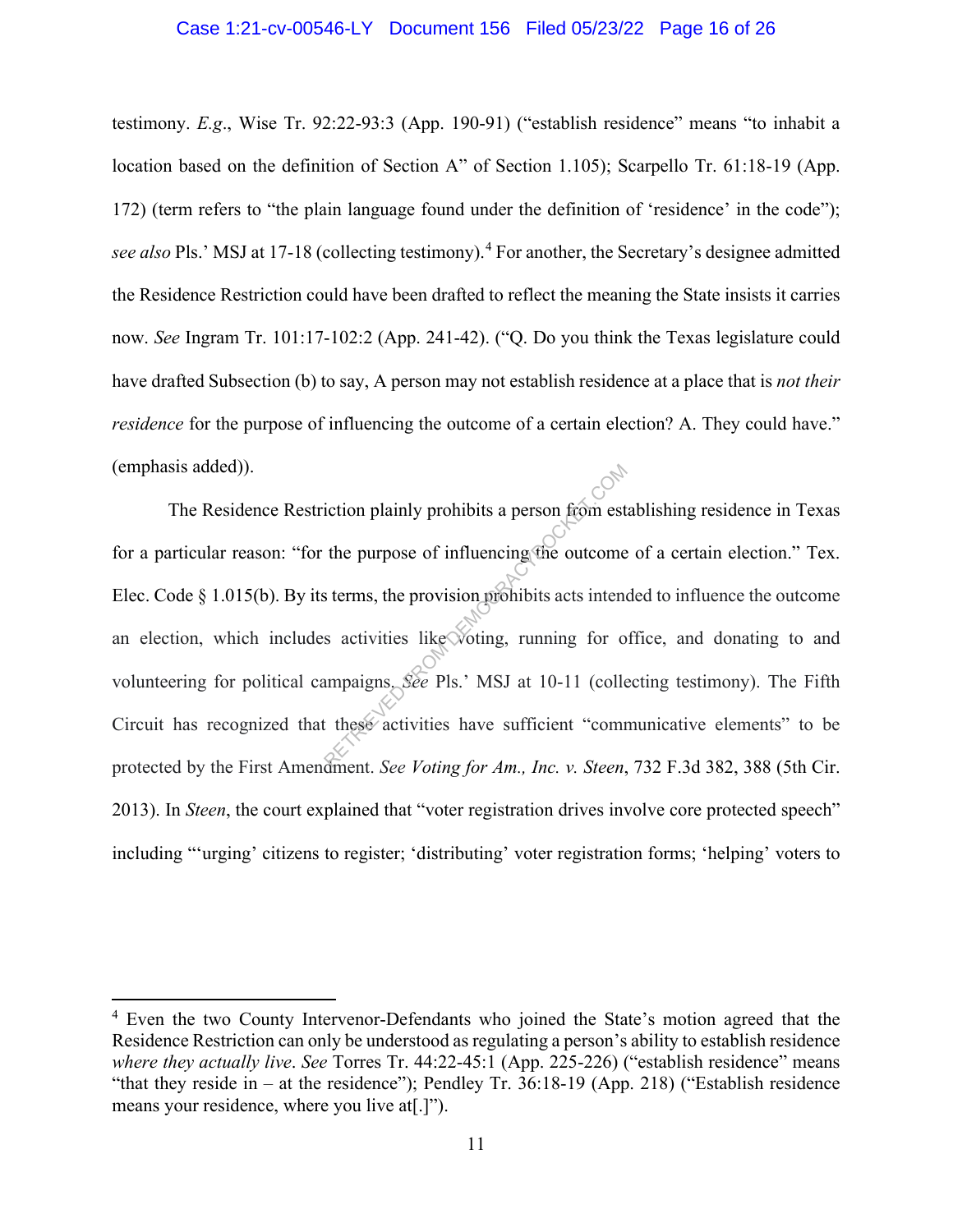testimony. *E.g*., Wise Tr. 92:22-93:3 (App. 190-91) ("establish residence" means "to inhabit a location based on the definition of Section A" of Section 1.105); Scarpello Tr. 61:18-19 (App. 172) (term refers to "the plain language found under the definition of 'residence' in the code"); *see also* Pls.' MSJ at 17-18 (collecting testimony).[4] For another, the Secretary's designee admitted the Residence Restriction could have been drafted to reflect the meaning the State insists it carries now. *See* Ingram Tr. 101:17-102:2 (App. 241-42). ("Q. Do you think the Texas legislature could have drafted Subsection (b) to say, A person may not establish residence at a place that is *not their residence* for the purpose of influencing the outcome of a certain election? A. They could have." (emphasis added)).

The Residence Restriction plainly prohibits a person from establishing residence in Texas for a particular reason: "for the purpose of influencing the outcome of a certain election." Tex. Elec. Code § 1.015(b). By its terms, the provision prohibits acts intended to influence the outcome an election, which includes activities like voting, running for office, and donating to and volunteering for political campaigns. *See* Pls.' MSJ at 10-11 (collecting testimony). The Fifth Circuit has recognized that these activities have sufficient "communicative elements" to be protected by the First Amendment. *See Voting for Am., Inc. v. Steen*, 732 F.3d 382, 388 (5th Cir. 2013). In *Steen*, the court explained that "voter registration drives involve core protected speech" including "'urging' citizens to register; 'distributing' voter registration forms; 'helping' voters to

[4] Even the two County Intervenor-Defendants who joined the State's motion agreed that the Residence Restriction can only be understood as regulating a person's ability to establish residence *where they actually live*. *See* Torres Tr. 44:22-45:1 (App. 225-226) ("establish residence" means "that they reside in – at the residence"); Pendley Tr. 36:18-19 (App. 218) ("Establish residence means your residence, where you live at[.]").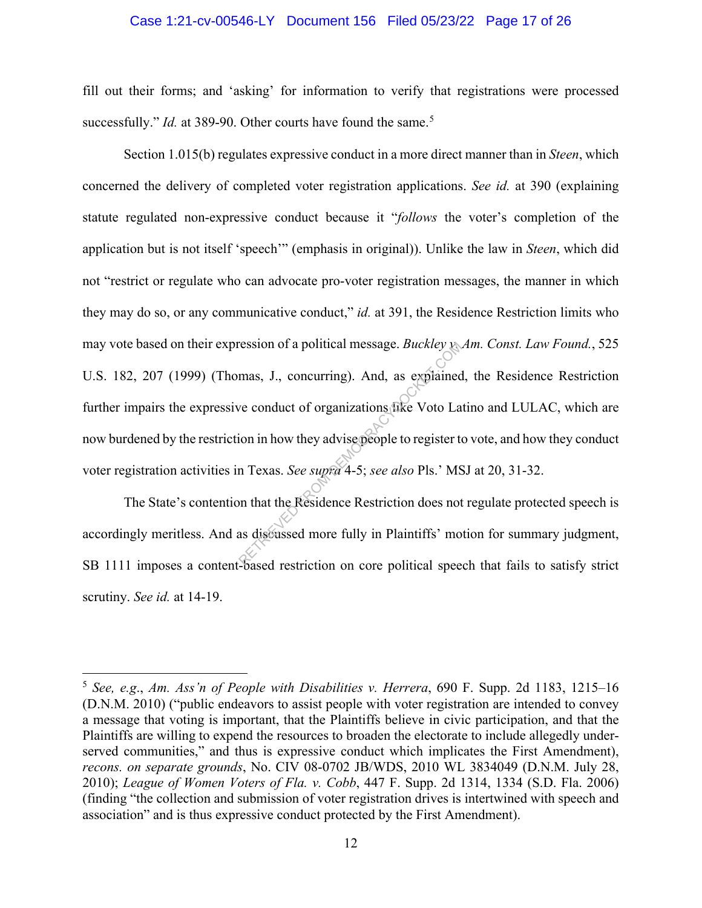fill out their forms; and 'asking' for information to verify that registrations were processed successfully." *Id.* at 389-90. Other courts have found the same.[5]

Section 1.015(b) regulates expressive conduct in a more direct manner than in *Steen*, which concerned the delivery of completed voter registration applications. *See id.* at 390 (explaining statute regulated non-expressive conduct because it "*follows* the voter's completion of the application but is not itself 'speech'" (emphasis in original)). Unlike the law in *Steen*, which did not "restrict or regulate who can advocate pro-voter registration messages, the manner in which they may do so, or any communicative conduct," *id.* at 391, the Residence Restriction limits who may vote based on their expression of a political message. *Buckley v. Am. Const. Law Found.*, 525 U.S. 182, 207 (1999) (Thomas, J., concurring). And, as explained, the Residence Restriction further impairs the expressive conduct of organizations like Voto Latino and LULAC, which are now burdened by the restriction in how they advise people to register to vote, and how they conduct voter registration activities in Texas. *See supra* 4-5; *see also* Pls.' MSJ at 20, 31-32.

The State's contention that the Residence Restriction does not regulate protected speech is accordingly meritless. And as discussed more fully in Plaintiffs' motion for summary judgment, SB 1111 imposes a content-based restriction on core political speech that fails to satisfy strict scrutiny. *See id.* at 14-19.

---

[5] *See, e.g.*, *Am. Ass'n of People with Disabilities v. Herrera*, 690 F. Supp. 2d 1183, 1215–16 (D.N.M. 2010) ("public endeavors to assist people with voter registration are intended to convey a message that voting is important, that the Plaintiffs believe in civic participation, and that the Plaintiffs are willing to expend the resources to broaden the electorate to include allegedly under-served communities," and thus is expressive conduct which implicates the First Amendment), *recons. on separate grounds*, No. CIV 08-0702 JB/WDS, 2010 WL 3834049 (D.N.M. July 28, 2010); *League of Women Voters of Fla. v. Cobb*, 447 F. Supp. 2d 1314, 1334 (S.D. Fla. 2006) (finding "the collection and submission of voter registration drives is intertwined with speech and association" and is thus expressive conduct protected by the First Amendment).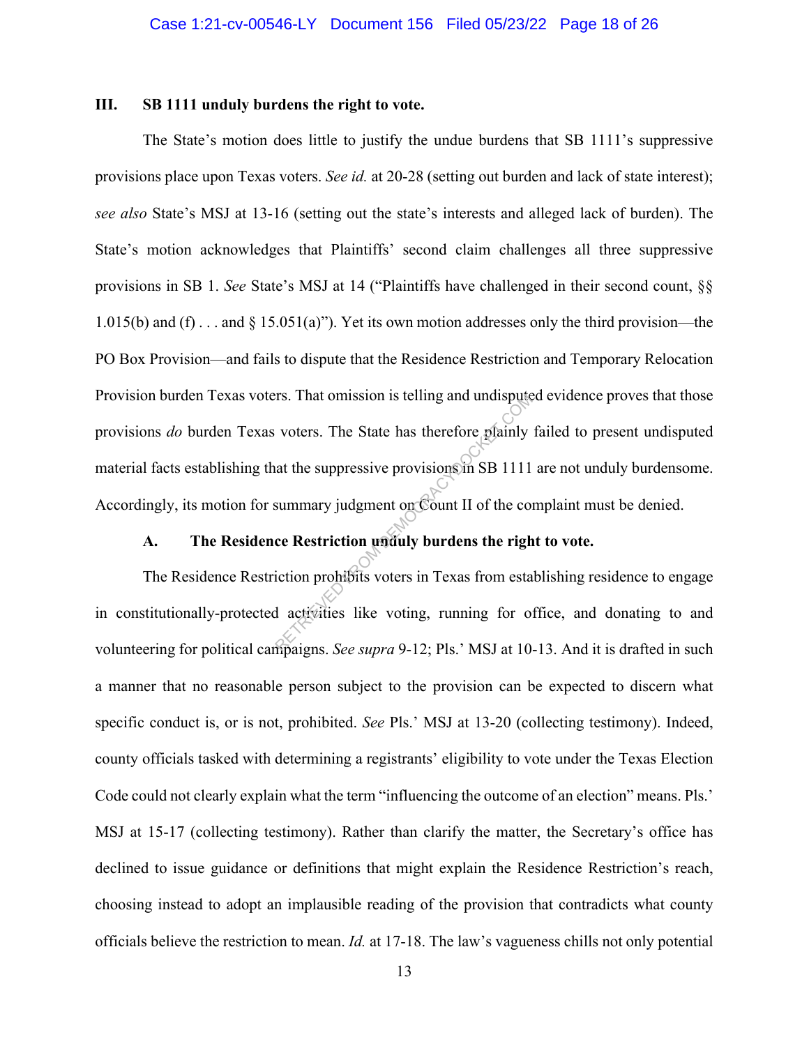## III. SB 1111 unduly burdens the right to vote.

The State's motion does little to justify the undue burdens that SB 1111's suppressive provisions place upon Texas voters. *See id.* at 20-28 (setting out burden and lack of state interest); *see also* State's MSJ at 13-16 (setting out the state's interests and alleged lack of burden). The State's motion acknowledges that Plaintiffs' second claim challenges all three suppressive provisions in SB 1. *See* State's MSJ at 14 ("Plaintiffs have challenged in their second count, §§ 1.015(b) and (f) . . . and § 15.051(a)"). Yet its own motion addresses only the third provision—the PO Box Provision—and fails to dispute that the Residence Restriction and Temporary Relocation Provision burden Texas voters. That omission is telling and undisputed evidence proves that those provisions *do* burden Texas voters. The State has therefore plainly failed to present undisputed material facts establishing that the suppressive provisions in SB 1111 are not unduly burdensome. Accordingly, its motion for summary judgment on Count II of the complaint must be denied.

### A. The Residence Restriction unduly burdens the right to vote.

The Residence Restriction prohibits voters in Texas from establishing residence to engage in constitutionally-protected activities like voting, running for office, and donating to and volunteering for political campaigns. *See supra* 9-12; Pls.' MSJ at 10-13. And it is drafted in such a manner that no reasonable person subject to the provision can be expected to discern what specific conduct is, or is not, prohibited. *See* Pls.' MSJ at 13-20 (collecting testimony). Indeed, county officials tasked with determining a registrants' eligibility to vote under the Texas Election Code could not clearly explain what the term "influencing the outcome of an election" means. Pls.' MSJ at 15-17 (collecting testimony). Rather than clarify the matter, the Secretary's office has declined to issue guidance or definitions that might explain the Residence Restriction's reach, choosing instead to adopt an implausible reading of the provision that contradicts what county officials believe the restriction to mean. *Id.* at 17-18. The law's vagueness chills not only potential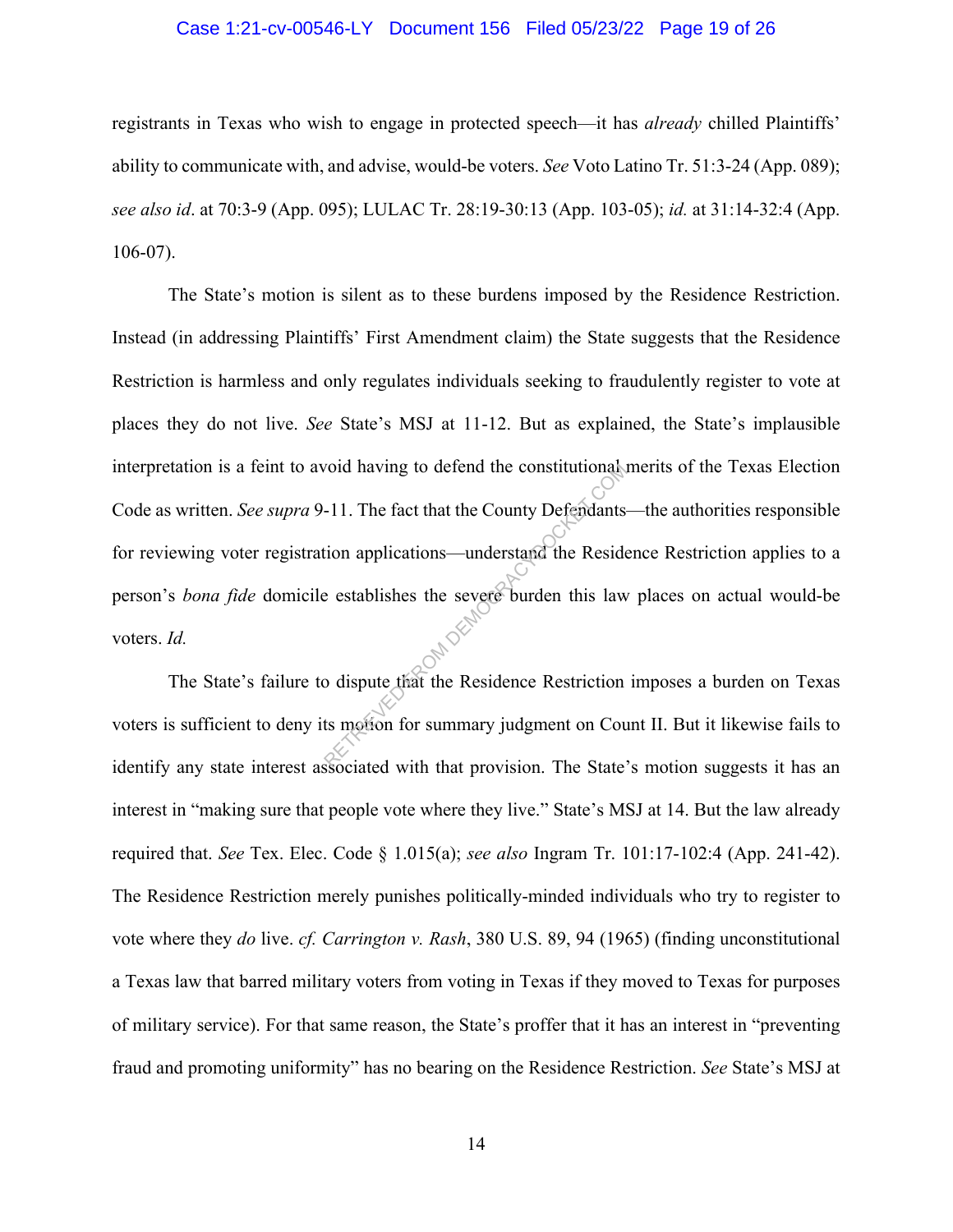registrants in Texas who wish to engage in protected speech—it has *already* chilled Plaintiffs' ability to communicate with, and advise, would-be voters. *See* Voto Latino Tr. 51:3-24 (App. 089); *see also id*. at 70:3-9 (App. 095); LULAC Tr. 28:19-30:13 (App. 103-05); *id.* at 31:14-32:4 (App. 106-07).

The State's motion is silent as to these burdens imposed by the Residence Restriction. Instead (in addressing Plaintiffs' First Amendment claim) the State suggests that the Residence Restriction is harmless and only regulates individuals seeking to fraudulently register to vote at places they do not live. *See* State's MSJ at 11-12. But as explained, the State's implausible interpretation is a feint to avoid having to defend the constitutional merits of the Texas Election Code as written. *See supra* 9-11. The fact that the County Defendants—the authorities responsible for reviewing voter registration applications—understand the Residence Restriction applies to a person's *bona fide* domicile establishes the severe burden this law places on actual would-be voters. *Id.*

The State's failure to dispute that the Residence Restriction imposes a burden on Texas voters is sufficient to deny its motion for summary judgment on Count II. But it likewise fails to identify any state interest associated with that provision. The State's motion suggests it has an interest in "making sure that people vote where they live." State's MSJ at 14. But the law already required that. *See* Tex. Elec. Code § 1.015(a); *see also* Ingram Tr. 101:17-102:4 (App. 241-42). The Residence Restriction merely punishes politically-minded individuals who try to register to vote where they *do* live. *cf. Carrington v. Rash*, 380 U.S. 89, 94 (1965) (finding unconstitutional a Texas law that barred military voters from voting in Texas if they moved to Texas for purposes of military service). For that same reason, the State's proffer that it has an interest in "preventing fraud and promoting uniformity" has no bearing on the Residence Restriction. *See* State's MSJ at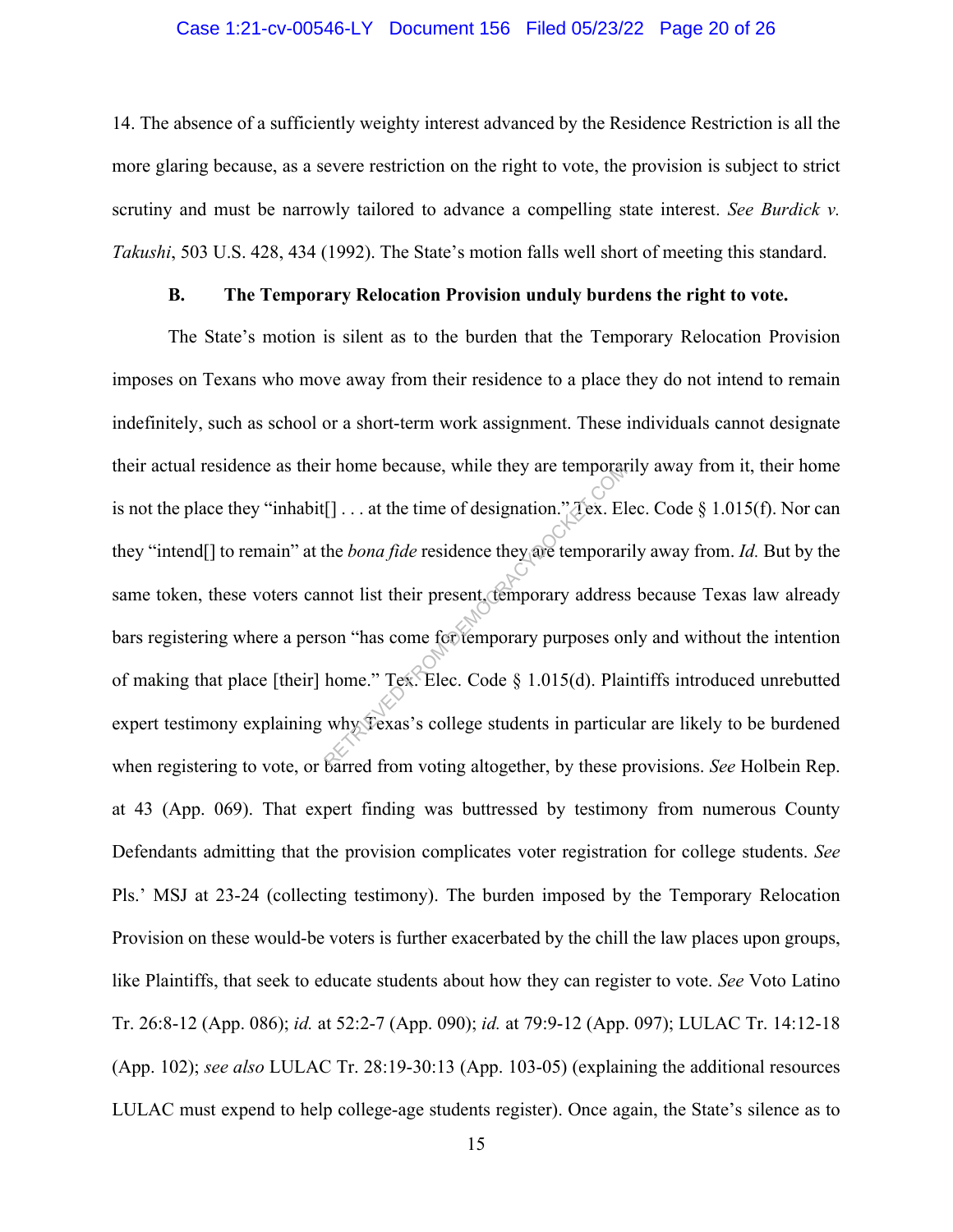14. The absence of a sufficiently weighty interest advanced by the Residence Restriction is all the more glaring because, as a severe restriction on the right to vote, the provision is subject to strict scrutiny and must be narrowly tailored to advance a compelling state interest. *See Burdick v. Takushi*, 503 U.S. 428, 434 (1992). The State's motion falls well short of meeting this standard.

### B. The Temporary Relocation Provision unduly burdens the right to vote.

The State's motion is silent as to the burden that the Temporary Relocation Provision imposes on Texans who move away from their residence to a place they do not intend to remain indefinitely, such as school or a short-term work assignment. These individuals cannot designate their actual residence as their home because, while they are temporarily away from it, their home is not the place they "inhabit[] . . . at the time of designation." Tex. Elec. Code § 1.015(f). Nor can they "intend[] to remain" at the *bona fide* residence they are temporarily away from. *Id.* But by the same token, these voters cannot list their present, temporary address because Texas law already bars registering where a person "has come for temporary purposes only and without the intention of making that place [their] home." Tex. Elec. Code § 1.015(d). Plaintiffs introduced unrebutted expert testimony explaining why Texas's college students in particular are likely to be burdened when registering to vote, or barred from voting altogether, by these provisions. *See* Holbein Rep. at 43 (App. 069). That expert finding was buttressed by testimony from numerous County Defendants admitting that the provision complicates voter registration for college students. *See* Pls.' MSJ at 23-24 (collecting testimony). The burden imposed by the Temporary Relocation Provision on these would-be voters is further exacerbated by the chill the law places upon groups, like Plaintiffs, that seek to educate students about how they can register to vote. *See* Voto Latino Tr. 26:8-12 (App. 086); *id.* at 52:2-7 (App. 090); *id.* at 79:9-12 (App. 097); LULAC Tr. 14:12-18 (App. 102); *see also* LULAC Tr. 28:19-30:13 (App. 103-05) (explaining the additional resources LULAC must expend to help college-age students register). Once again, the State's silence as to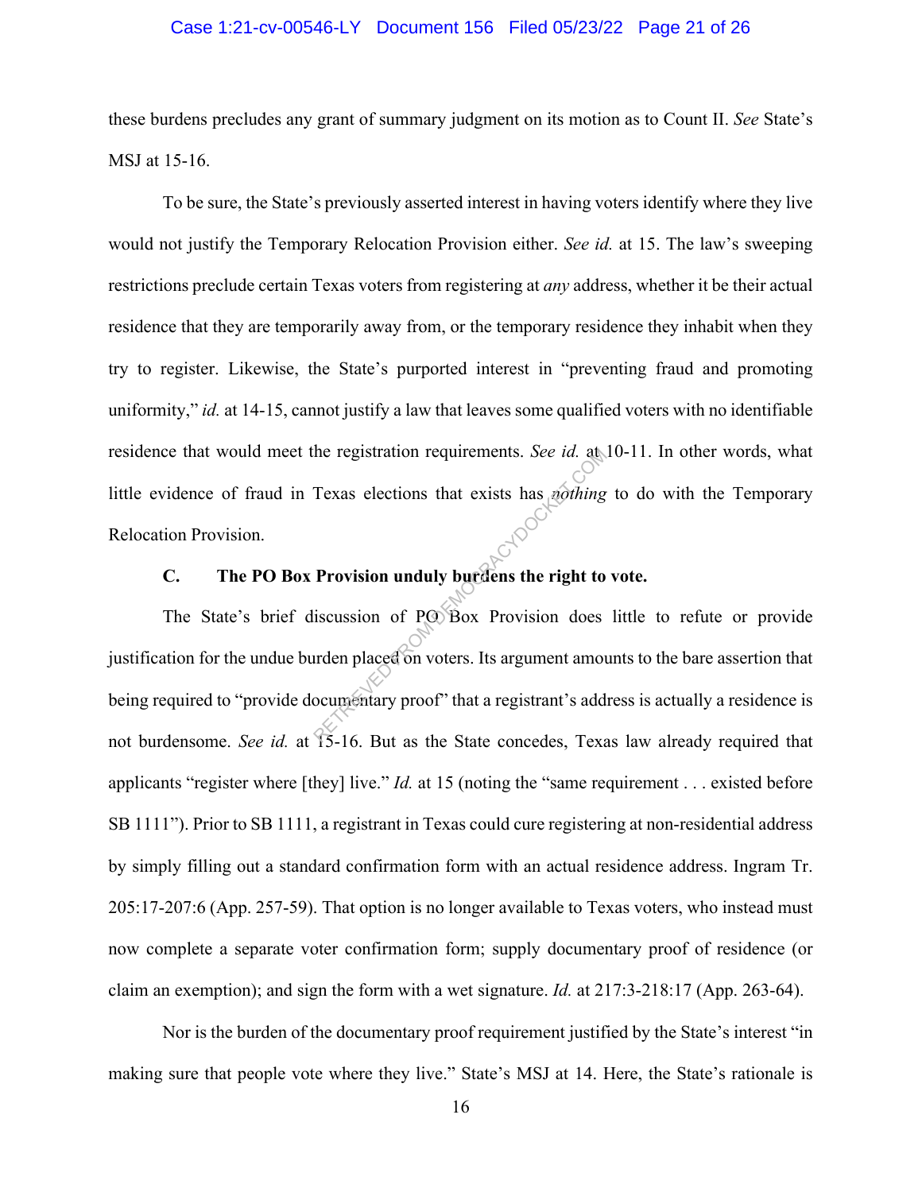these burdens precludes any grant of summary judgment on its motion as to Count II. *See* State's MSJ at 15-16.

To be sure, the State's previously asserted interest in having voters identify where they live would not justify the Temporary Relocation Provision either. *See id.* at 15. The law's sweeping restrictions preclude certain Texas voters from registering at *any* address, whether it be their actual residence that they are temporarily away from, or the temporary residence they inhabit when they try to register. Likewise, the State's purported interest in "preventing fraud and promoting uniformity," *id.* at 14-15, cannot justify a law that leaves some qualified voters with no identifiable residence that would meet the registration requirements. *See id.* at 10-11. In other words, what little evidence of fraud in Texas elections that exists has *nothing* to do with the Temporary Relocation Provision.

### C. The PO Box Provision unduly burdens the right to vote.

The State's brief discussion of PO Box Provision does little to refute or provide justification for the undue burden placed on voters. Its argument amounts to the bare assertion that being required to "provide documentary proof" that a registrant's address is actually a residence is not burdensome. *See id.* at 15-16. But as the State concedes, Texas law already required that applicants "register where [they] live." *Id.* at 15 (noting the "same requirement . . . existed before SB 1111"). Prior to SB 1111, a registrant in Texas could cure registering at non-residential address by simply filling out a standard confirmation form with an actual residence address. Ingram Tr. 205:17-207:6 (App. 257-59). That option is no longer available to Texas voters, who instead must now complete a separate voter confirmation form; supply documentary proof of residence (or claim an exemption); and sign the form with a wet signature. *Id.* at 217:3-218:17 (App. 263-64).

Nor is the burden of the documentary proof requirement justified by the State's interest "in making sure that people vote where they live." State's MSJ at 14. Here, the State's rationale is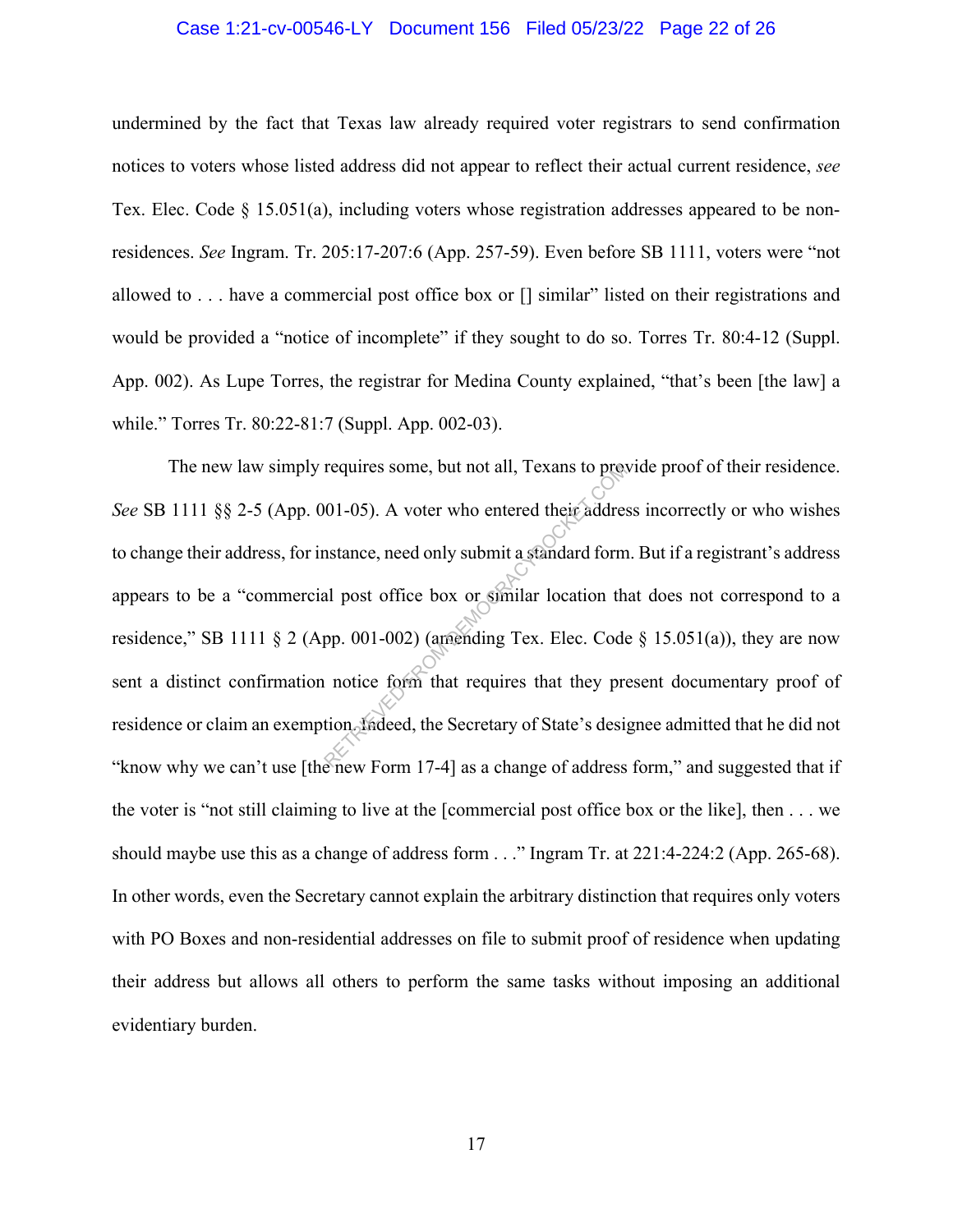undermined by the fact that Texas law already required voter registrars to send confirmation notices to voters whose listed address did not appear to reflect their actual current residence, *see* Tex. Elec. Code § 15.051(a), including voters whose registration addresses appeared to be non-residences. *See* Ingram. Tr. 205:17-207:6 (App. 257-59). Even before SB 1111, voters were "not allowed to . . . have a commercial post office box or [] similar" listed on their registrations and would be provided a "notice of incomplete" if they sought to do so. Torres Tr. 80:4-12 (Suppl. App. 002). As Lupe Torres, the registrar for Medina County explained, "that's been [the law] a while." Torres Tr. 80:22-81:7 (Suppl. App. 002-03).

The new law simply requires some, but not all, Texans to provide proof of their residence. *See* SB 1111 §§ 2-5 (App. 001-05). A voter who entered their address incorrectly or who wishes to change their address, for instance, need only submit a standard form. But if a registrant's address appears to be a "commercial post office box or similar location that does not correspond to a residence," SB 1111 § 2 (App. 001-002) (amending Tex. Elec. Code § 15.051(a)), they are now sent a distinct confirmation notice form that requires that they present documentary proof of residence or claim an exemption. Indeed, the Secretary of State's designee admitted that he did not "know why we can't use [the new Form 17-4] as a change of address form," and suggested that if the voter is "not still claiming to live at the [commercial post office box or the like], then . . . we should maybe use this as a change of address form . . ." Ingram Tr. at 221:4-224:2 (App. 265-68). In other words, even the Secretary cannot explain the arbitrary distinction that requires only voters with PO Boxes and non-residential addresses on file to submit proof of residence when updating their address but allows all others to perform the same tasks without imposing an additional evidentiary burden.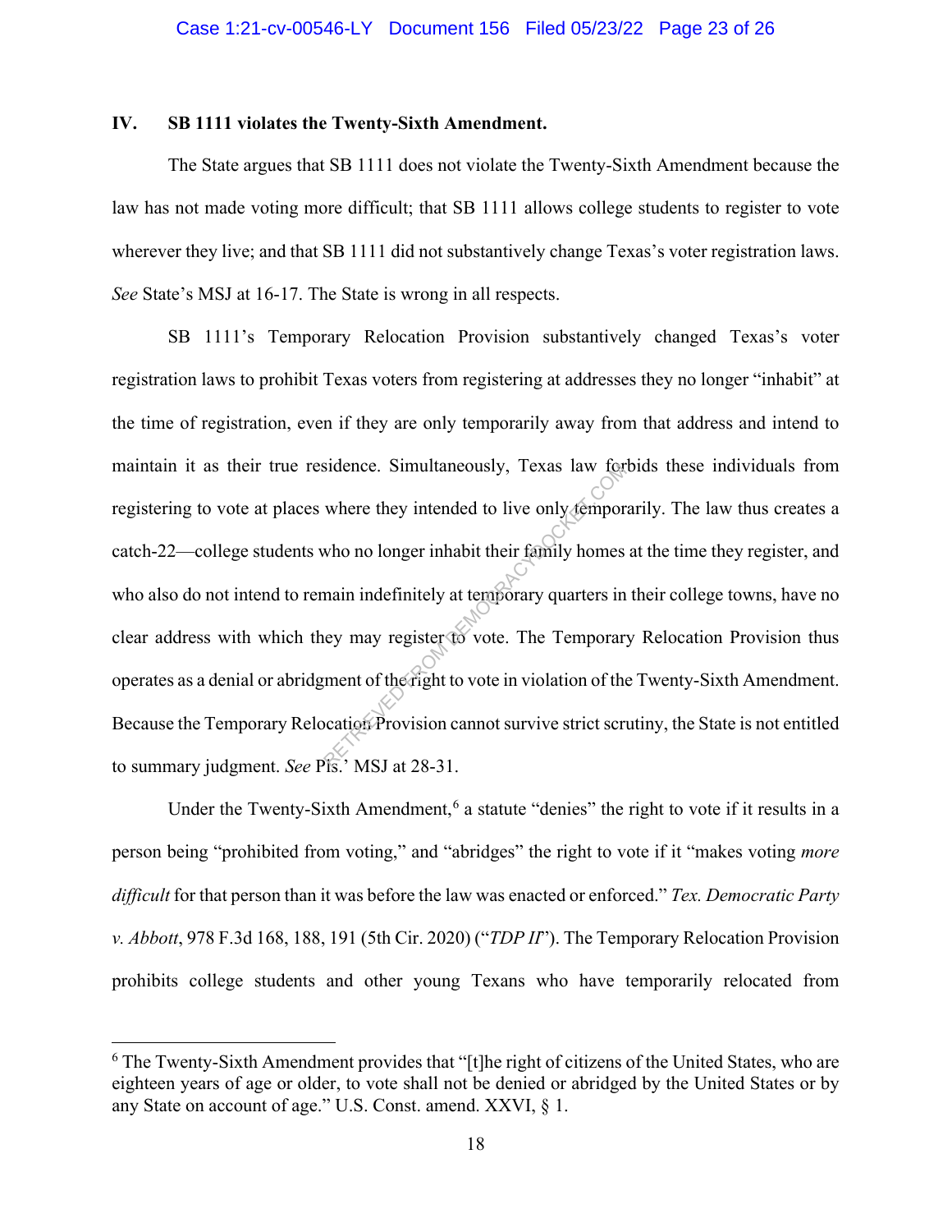## IV. SB 1111 violates the Twenty-Sixth Amendment.

The State argues that SB 1111 does not violate the Twenty-Sixth Amendment because the law has not made voting more difficult; that SB 1111 allows college students to register to vote wherever they live; and that SB 1111 did not substantively change Texas's voter registration laws. *See* State's MSJ at 16-17. The State is wrong in all respects.

SB 1111's Temporary Relocation Provision substantively changed Texas's voter registration laws to prohibit Texas voters from registering at addresses they no longer "inhabit" at the time of registration, even if they are only temporarily away from that address and intend to maintain it as their true residence. Simultaneously, Texas law forbids these individuals from registering to vote at places where they intended to live only temporarily. The law thus creates a catch-22—college students who no longer inhabit their family homes at the time they register, and who also do not intend to remain indefinitely at temporary quarters in their college towns, have no clear address with which they may register to vote. The Temporary Relocation Provision thus operates as a denial or abridgment of the right to vote in violation of the Twenty-Sixth Amendment. Because the Temporary Relocation Provision cannot survive strict scrutiny, the State is not entitled to summary judgment. *See* Pls.' MSJ at 28-31.

Under the Twenty-Sixth Amendment,[6] a statute "denies" the right to vote if it results in a person being "prohibited from voting," and "abridges" the right to vote if it "makes voting *more difficult* for that person than it was before the law was enacted or enforced." *Tex. Democratic Party v. Abbott*, 978 F.3d 168, 188, 191 (5th Cir. 2020) ("*TDP II*"). The Temporary Relocation Provision prohibits college students and other young Texans who have temporarily relocated from

[6] The Twenty-Sixth Amendment provides that "[t]he right of citizens of the United States, who are eighteen years of age or older, to vote shall not be denied or abridged by the United States or by any State on account of age." U.S. Const. amend. XXVI, § 1.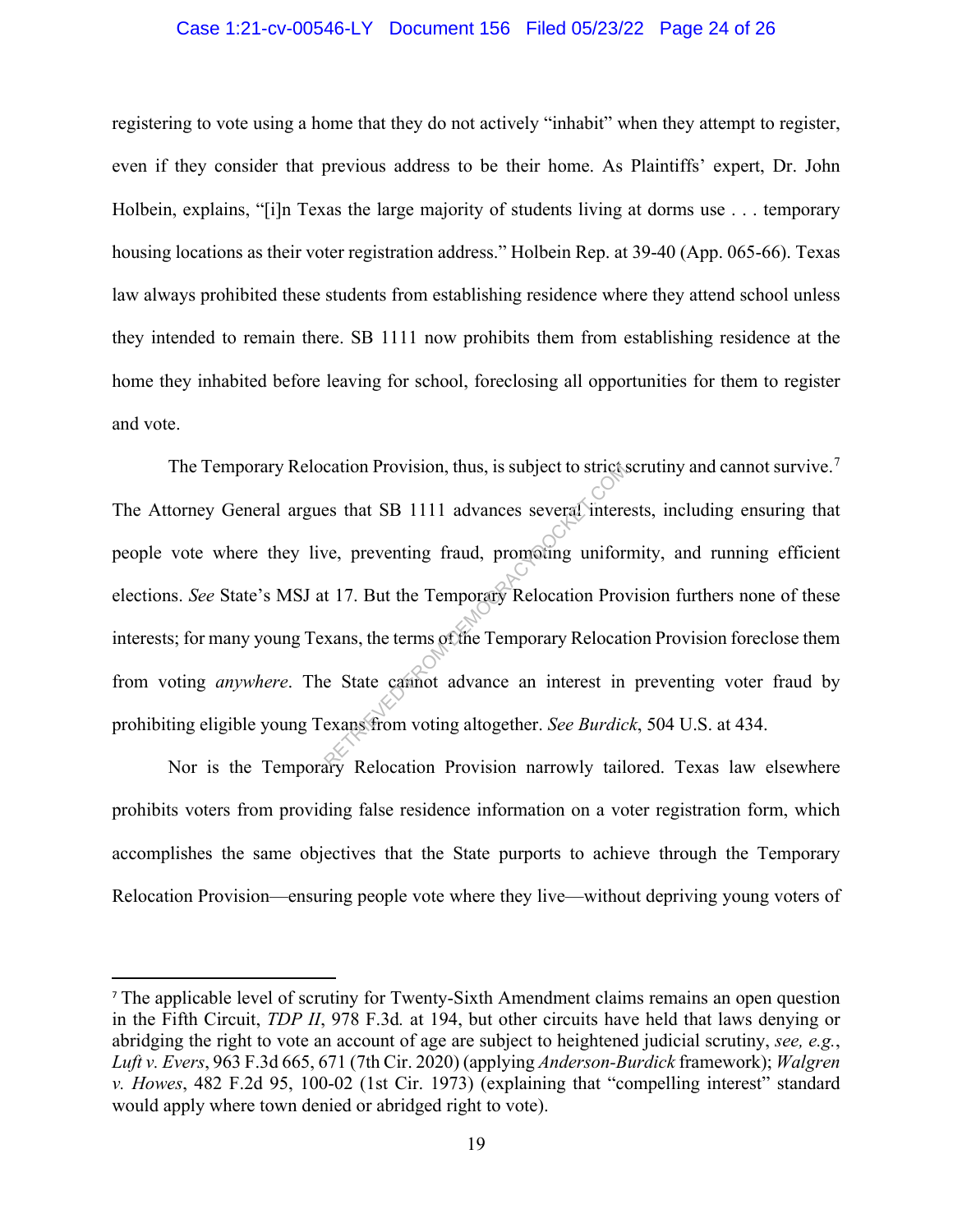registering to vote using a home that they do not actively "inhabit" when they attempt to register, even if they consider that previous address to be their home. As Plaintiffs' expert, Dr. John Holbein, explains, "[i]n Texas the large majority of students living at dorms use . . . temporary housing locations as their voter registration address." Holbein Rep. at 39-40 (App. 065-66). Texas law always prohibited these students from establishing residence where they attend school unless they intended to remain there. SB 1111 now prohibits them from establishing residence at the home they inhabited before leaving for school, foreclosing all opportunities for them to register and vote.

The Temporary Relocation Provision, thus, is subject to strict scrutiny and cannot survive.[7] The Attorney General argues that SB 1111 advances several interests, including ensuring that people vote where they live, preventing fraud, promoting uniformity, and running efficient elections. *See* State's MSJ at 17. But the Temporary Relocation Provision furthers none of these interests; for many young Texans, the terms of the Temporary Relocation Provision foreclose them from voting *anywhere*. The State cannot advance an interest in preventing voter fraud by prohibiting eligible young Texans from voting altogether. *See Burdick*, 504 U.S. at 434.

Nor is the Temporary Relocation Provision narrowly tailored. Texas law elsewhere prohibits voters from providing false residence information on a voter registration form, which accomplishes the same objectives that the State purports to achieve through the Temporary Relocation Provision—ensuring people vote where they live—without depriving young voters of

[7] The applicable level of scrutiny for Twenty-Sixth Amendment claims remains an open question in the Fifth Circuit, *TDP II*, 978 F.3d. at 194, but other circuits have held that laws denying or abridging the right to vote an account of age are subject to heightened judicial scrutiny, *see, e.g.*, *Luft v. Evers*, 963 F.3d 665, 671 (7th Cir. 2020) (applying *Anderson-Burdick* framework); *Walgren v. Howes*, 482 F.2d 95, 100-02 (1st Cir. 1973) (explaining that "compelling interest" standard would apply where town denied or abridged right to vote).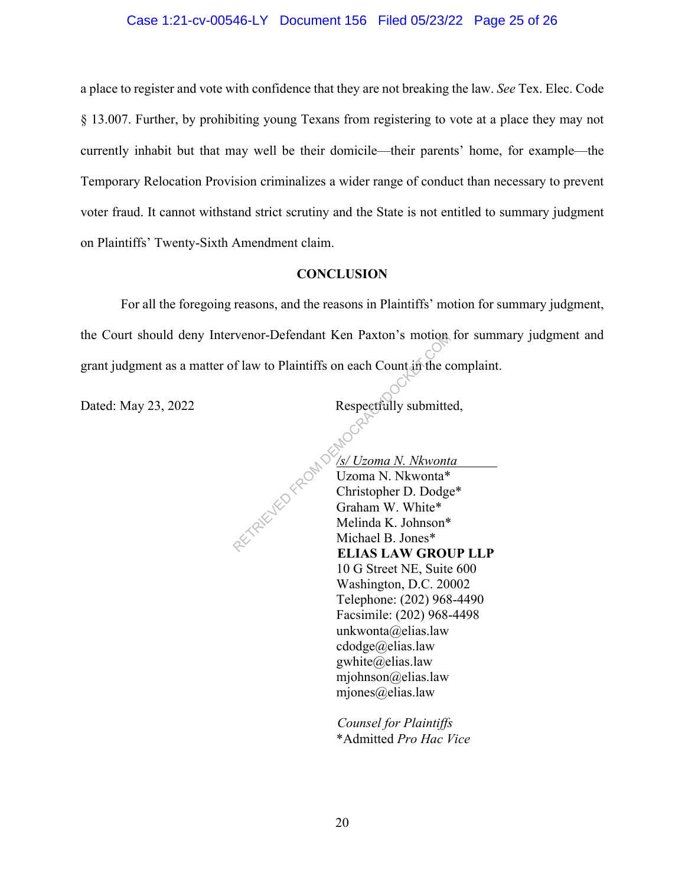a place to register and vote with confidence that they are not breaking the law. *See* Tex. Elec. Code § 13.007. Further, by prohibiting young Texans from registering to vote at a place they may not currently inhabit but that may well be their domicile—their parents' home, for example—the Temporary Relocation Provision criminalizes a wider range of conduct than necessary to prevent voter fraud. It cannot withstand strict scrutiny and the State is not entitled to summary judgment on Plaintiffs' Twenty-Sixth Amendment claim.

## CONCLUSION

For all the foregoing reasons, and the reasons in Plaintiffs' motion for summary judgment, the Court should deny Intervenor-Defendant Ken Paxton's motion for summary judgment and grant judgment as a matter of law to Plaintiffs on each Count in the complaint.

Dated: May 23, 2022

Respectfully submitted,

*/s/ Uzoma N. Nkwonta*
Uzoma N. Nkwonta*
Christopher D. Dodge*
Graham W. White*
Melinda K. Johnson*
Michael B. Jones*
**ELIAS LAW GROUP LLP**
10 G Street NE, Suite 600
Washington, D.C. 20002
Telephone: (202) 968-4490
Facsimile: (202) 968-4498
unkwonta@elias.law
cdodge@elias.law
gwhite@elias.law
mjohnson@elias.law
mjones@elias.law

*Counsel for Plaintiffs*
*Admitted *Pro Hac Vice*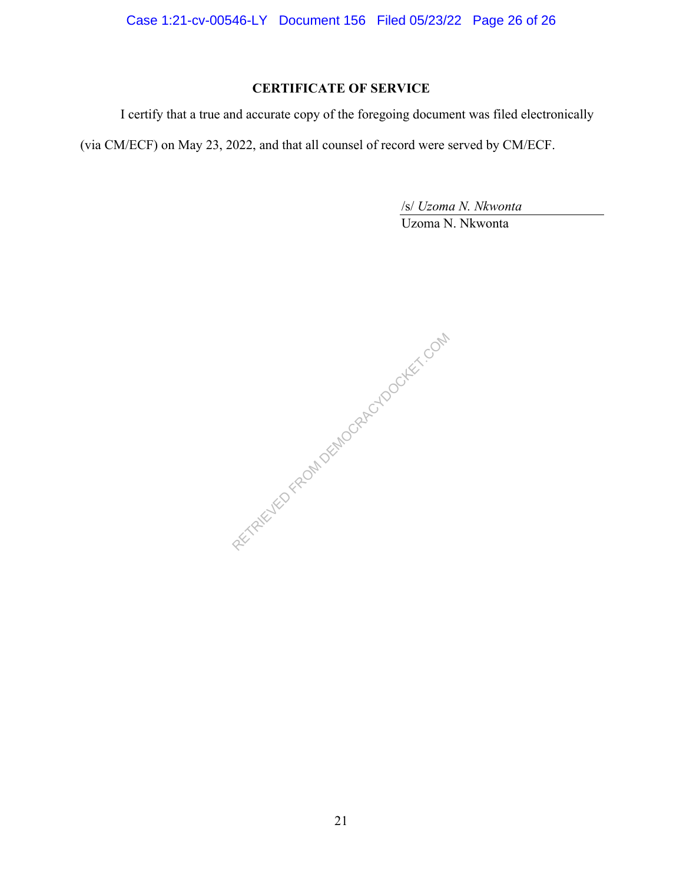## CERTIFICATE OF SERVICE

I certify that a true and accurate copy of the foregoing document was filed electronically (via CM/ECF) on May 23, 2022, and that all counsel of record were served by CM/ECF.

/s/ *Uzoma N. Nkwonta*
Uzoma N. Nkwonta